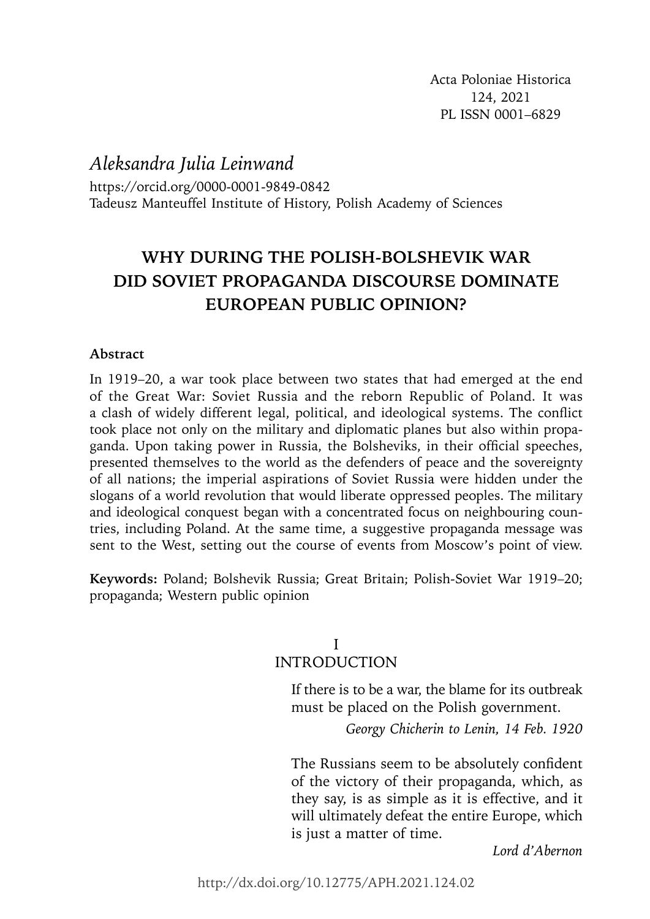Acta Poloniae Historica
124, 2021
PL ISSN 0001–6829

*Aleksandra Julia Leinwand*

https://orcid.org/0000-0001-9849-0842
Tadeusz Manteuffel Institute of History, Polish Academy of Sciences

# WHY DURING THE POLISH-BOLSHEVIK WAR DID SOVIET PROPAGANDA DISCOURSE DOMINATE EUROPEAN PUBLIC OPINION?

**Abstract**

In 1919–20, a war took place between two states that had emerged at the end of the Great War: Soviet Russia and the reborn Republic of Poland. It was a clash of widely different legal, political, and ideological systems. The conflict took place not only on the military and diplomatic planes but also within propaganda. Upon taking power in Russia, the Bolsheviks, in their official speeches, presented themselves to the world as the defenders of peace and the sovereignty of all nations; the imperial aspirations of Soviet Russia were hidden under the slogans of a world revolution that would liberate oppressed peoples. The military and ideological conquest began with a concentrated focus on neighbouring countries, including Poland. At the same time, a suggestive propaganda message was sent to the West, setting out the course of events from Moscow's point of view.

**Keywords:** Poland; Bolshevik Russia; Great Britain; Polish-Soviet War 1919–20; propaganda; Western public opinion

## I
## INTRODUCTION

> If there is to be a war, the blame for its outbreak must be placed on the Polish government.
>
> *Georgy Chicherin to Lenin, 14 Feb. 1920*

> The Russians seem to be absolutely confident of the victory of their propaganda, which, as they say, is as simple as it is effective, and it will ultimately defeat the entire Europe, which is just a matter of time.
>
> *Lord d'Abernon*

http://dx.doi.org/10.12775/APH.2021.124.02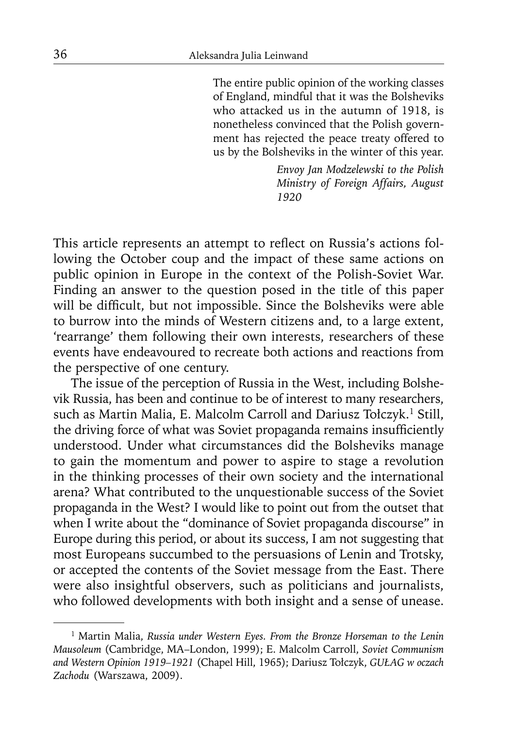> The entire public opinion of the working classes of England, mindful that it was the Bolsheviks who attacked us in the autumn of 1918, is nonetheless convinced that the Polish government has rejected the peace treaty offered to us by the Bolsheviks in the winter of this year.
>
> *Envoy Jan Modzelewski to the Polish Ministry of Foreign Affairs, August 1920*

This article represents an attempt to reflect on Russia's actions following the October coup and the impact of these same actions on public opinion in Europe in the context of the Polish-Soviet War. Finding an answer to the question posed in the title of this paper will be difficult, but not impossible. Since the Bolsheviks were able to burrow into the minds of Western citizens and, to a large extent, 'rearrange' them following their own interests, researchers of these events have endeavoured to recreate both actions and reactions from the perspective of one century.

The issue of the perception of Russia in the West, including Bolshevik Russia, has been and continue to be of interest to many researchers, such as Martin Malia, E. Malcolm Carroll and Dariusz Tołczyk.[1] Still, the driving force of what was Soviet propaganda remains insufficiently understood. Under what circumstances did the Bolsheviks manage to gain the momentum and power to aspire to stage a revolution in the thinking processes of their own society and the international arena? What contributed to the unquestionable success of the Soviet propaganda in the West? I would like to point out from the outset that when I write about the "dominance of Soviet propaganda discourse" in Europe during this period, or about its success, I am not suggesting that most Europeans succumbed to the persuasions of Lenin and Trotsky, or accepted the contents of the Soviet message from the East. There were also insightful observers, such as politicians and journalists, who followed developments with both insight and a sense of unease.

---

[1] Martin Malia, *Russia under Western Eyes. From the Bronze Horseman to the Lenin Mausoleum* (Cambridge, MA–London, 1999); E. Malcolm Carroll, *Soviet Communism and Western Opinion 1919–1921* (Chapel Hill, 1965); Dariusz Tołczyk, *GUŁAG w oczach Zachodu* (Warszawa, 2009).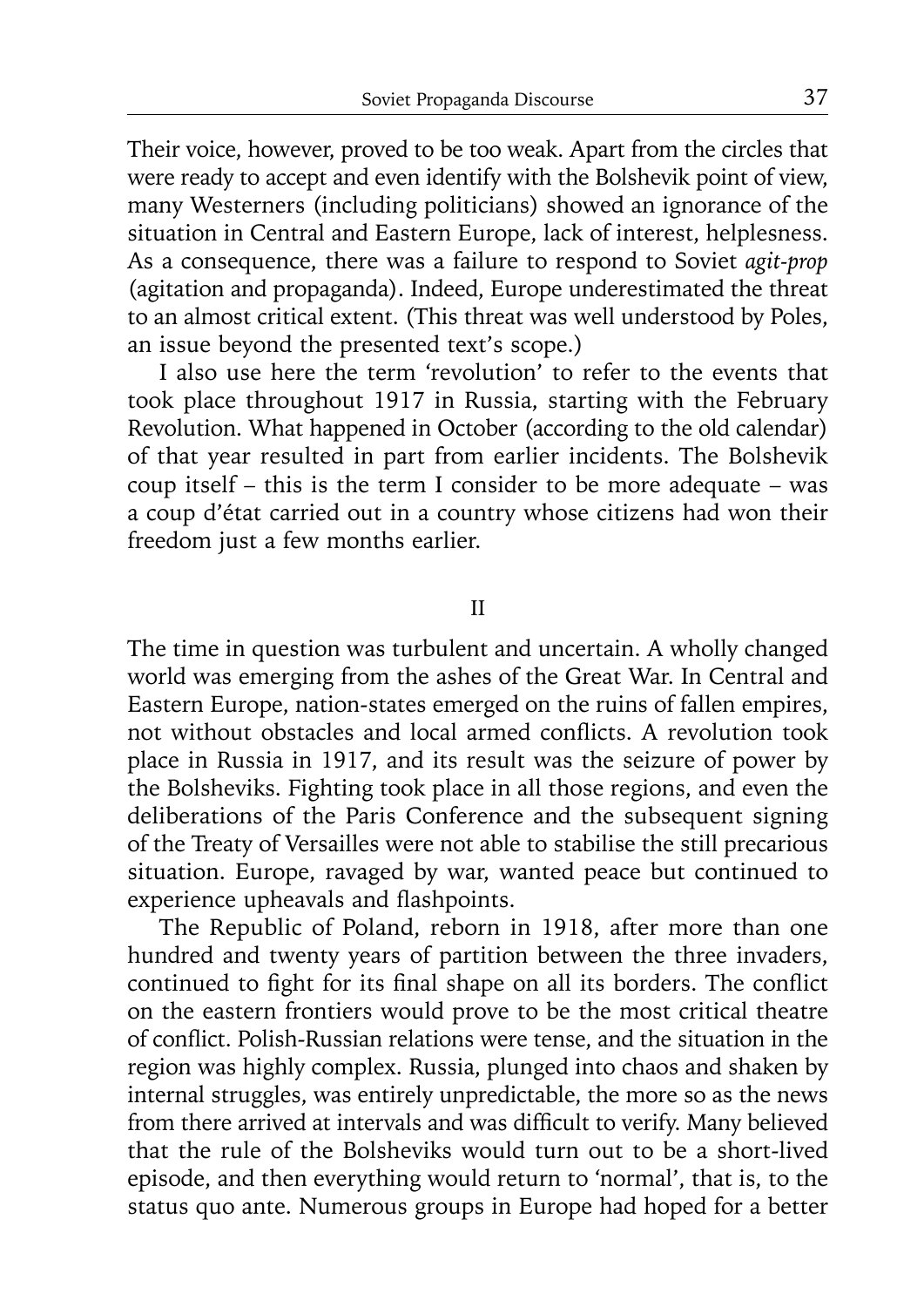Their voice, however, proved to be too weak. Apart from the circles that were ready to accept and even identify with the Bolshevik point of view, many Westerners (including politicians) showed an ignorance of the situation in Central and Eastern Europe, lack of interest, helplesness. As a consequence, there was a failure to respond to Soviet *agit-prop* (agitation and propaganda). Indeed, Europe underestimated the threat to an almost critical extent. (This threat was well understood by Poles, an issue beyond the presented text's scope.)

I also use here the term 'revolution' to refer to the events that took place throughout 1917 in Russia, starting with the February Revolution. What happened in October (according to the old calendar) of that year resulted in part from earlier incidents. The Bolshevik coup itself – this is the term I consider to be more adequate – was a coup d'état carried out in a country whose citizens had won their freedom just a few months earlier.

## II

The time in question was turbulent and uncertain. A wholly changed world was emerging from the ashes of the Great War. In Central and Eastern Europe, nation-states emerged on the ruins of fallen empires, not without obstacles and local armed conflicts. A revolution took place in Russia in 1917, and its result was the seizure of power by the Bolsheviks. Fighting took place in all those regions, and even the deliberations of the Paris Conference and the subsequent signing of the Treaty of Versailles were not able to stabilise the still precarious situation. Europe, ravaged by war, wanted peace but continued to experience upheavals and flashpoints.

The Republic of Poland, reborn in 1918, after more than one hundred and twenty years of partition between the three invaders, continued to fight for its final shape on all its borders. The conflict on the eastern frontiers would prove to be the most critical theatre of conflict. Polish-Russian relations were tense, and the situation in the region was highly complex. Russia, plunged into chaos and shaken by internal struggles, was entirely unpredictable, the more so as the news from there arrived at intervals and was difficult to verify. Many believed that the rule of the Bolsheviks would turn out to be a short-lived episode, and then everything would return to 'normal', that is, to the status quo ante. Numerous groups in Europe had hoped for a better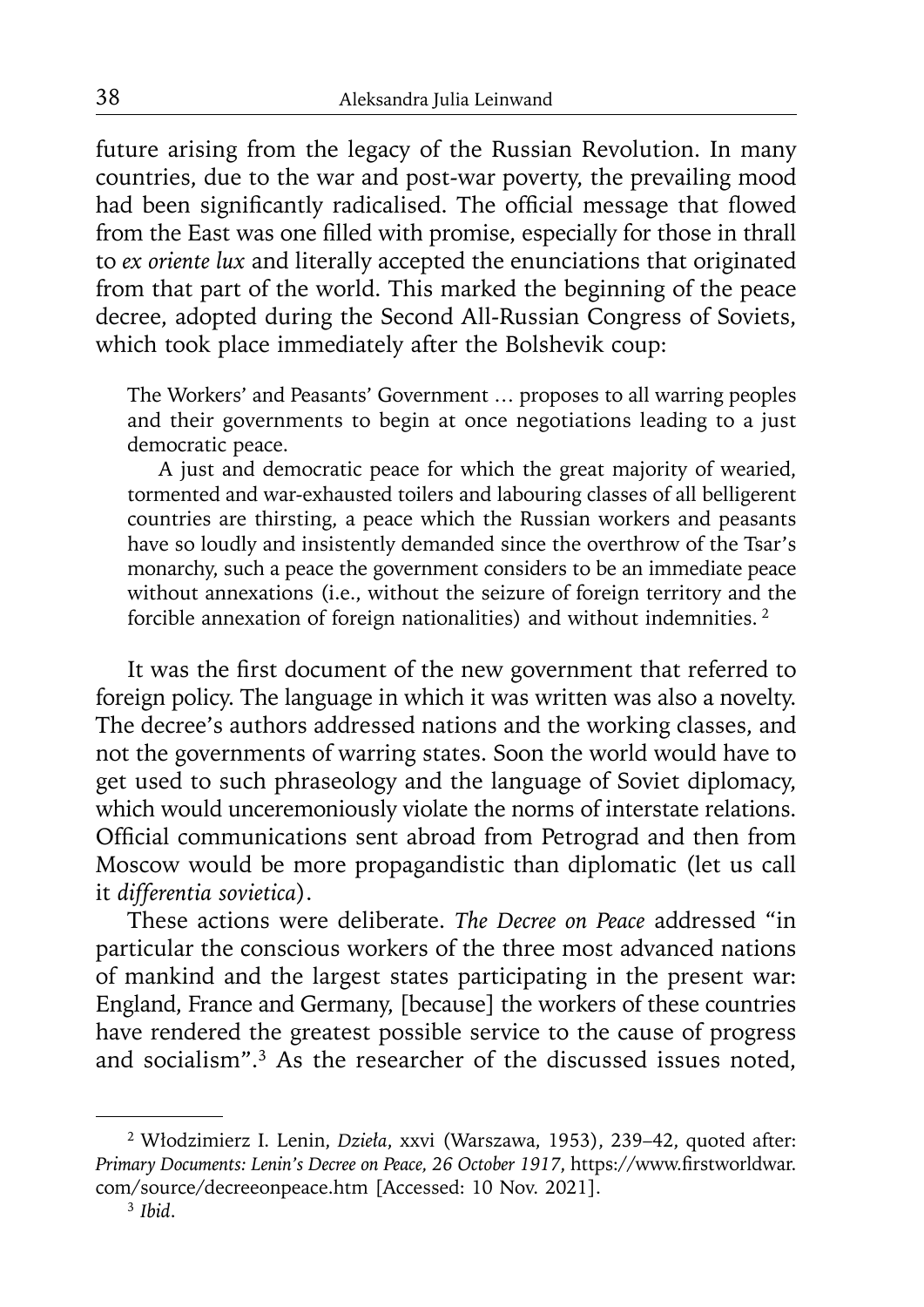future arising from the legacy of the Russian Revolution. In many countries, due to the war and post-war poverty, the prevailing mood had been significantly radicalised. The official message that flowed from the East was one filled with promise, especially for those in thrall to *ex oriente lux* and literally accepted the enunciations that originated from that part of the world. This marked the beginning of the peace decree, adopted during the Second All-Russian Congress of Soviets, which took place immediately after the Bolshevik coup:

> The Workers' and Peasants' Government … proposes to all warring peoples and their governments to begin at once negotiations leading to a just democratic peace.
>
> A just and democratic peace for which the great majority of wearied, tormented and war-exhausted toilers and labouring classes of all belligerent countries are thirsting, a peace which the Russian workers and peasants have so loudly and insistently demanded since the overthrow of the Tsar's monarchy, such a peace the government considers to be an immediate peace without annexations (i.e., without the seizure of foreign territory and the forcible annexation of foreign nationalities) and without indemnities. [2]

It was the first document of the new government that referred to foreign policy. The language in which it was written was also a novelty. The decree's authors addressed nations and the working classes, and not the governments of warring states. Soon the world would have to get used to such phraseology and the language of Soviet diplomacy, which would unceremoniously violate the norms of interstate relations. Official communications sent abroad from Petrograd and then from Moscow would be more propagandistic than diplomatic (let us call it *differentia sovietica*).

These actions were deliberate. *The Decree on Peace* addressed "in particular the conscious workers of the three most advanced nations of mankind and the largest states participating in the present war: England, France and Germany, [because] the workers of these countries have rendered the greatest possible service to the cause of progress and socialism".[3] As the researcher of the discussed issues noted,

---

[2] Włodzimierz I. Lenin, *Dzieła*, xxvi (Warszawa, 1953), 239–42, quoted after: *Primary Documents: Lenin's Decree on Peace, 26 October 1917*, https://www.firstworldwar.com/source/decreeonpeace.htm [Accessed: 10 Nov. 2021].

[3] *Ibid*.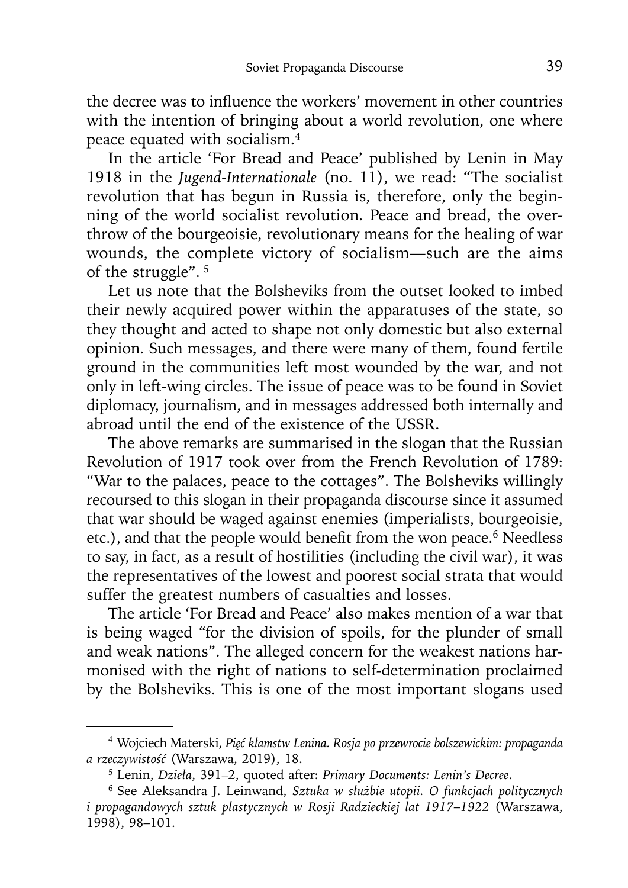the decree was to influence the workers' movement in other countries with the intention of bringing about a world revolution, one where peace equated with socialism.[4]

In the article 'For Bread and Peace' published by Lenin in May 1918 in the *Jugend-Internationale* (no. 11), we read: "The socialist revolution that has begun in Russia is, therefore, only the beginning of the world socialist revolution. Peace and bread, the overthrow of the bourgeoisie, revolutionary means for the healing of war wounds, the complete victory of socialism—such are the aims of the struggle". [5]

Let us note that the Bolsheviks from the outset looked to imbed their newly acquired power within the apparatuses of the state, so they thought and acted to shape not only domestic but also external opinion. Such messages, and there were many of them, found fertile ground in the communities left most wounded by the war, and not only in left-wing circles. The issue of peace was to be found in Soviet diplomacy, journalism, and in messages addressed both internally and abroad until the end of the existence of the USSR.

The above remarks are summarised in the slogan that the Russian Revolution of 1917 took over from the French Revolution of 1789: "War to the palaces, peace to the cottages". The Bolsheviks willingly recoursed to this slogan in their propaganda discourse since it assumed that war should be waged against enemies (imperialists, bourgeoisie, etc.), and that the people would benefit from the won peace.[6] Needless to say, in fact, as a result of hostilities (including the civil war), it was the representatives of the lowest and poorest social strata that would suffer the greatest numbers of casualties and losses.

The article 'For Bread and Peace' also makes mention of a war that is being waged "for the division of spoils, for the plunder of small and weak nations". The alleged concern for the weakest nations harmonised with the right of nations to self-determination proclaimed by the Bolsheviks. This is one of the most important slogans used

---

[4] Wojciech Materski, *Pięć kłamstw Lenina. Rosja po przewrocie bolszewickim: propaganda a rzeczywistość* (Warszawa, 2019), 18.

[5] Lenin, *Dzieła*, 391–2, quoted after: *Primary Documents: Lenin's Decree*.

[6] See Aleksandra J. Leinwand, *Sztuka w służbie utopii. O funkcjach politycznych i propagandowych sztuk plastycznych w Rosji Radzieckiej lat 1917–1922* (Warszawa, 1998), 98–101.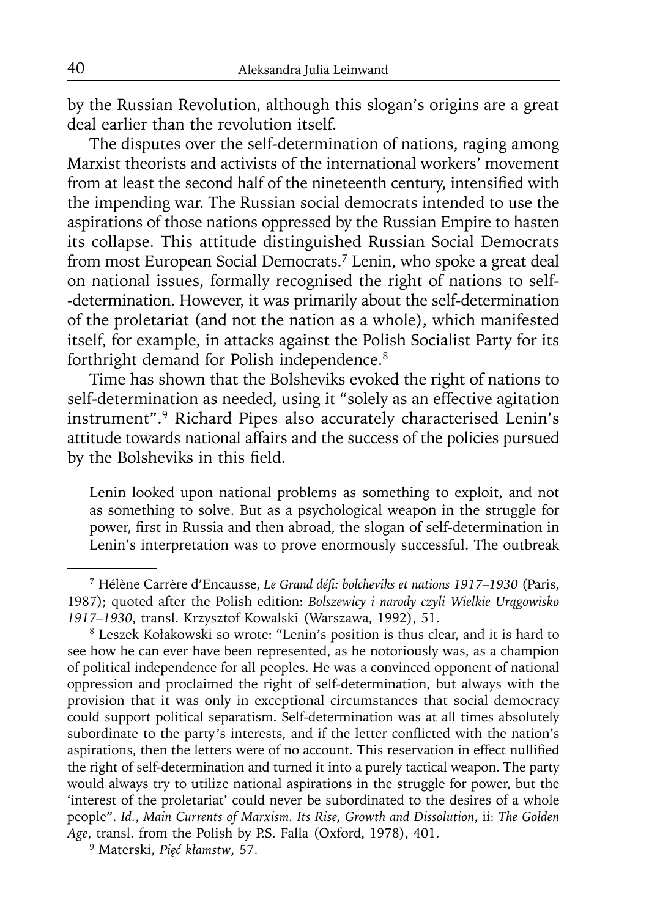by the Russian Revolution, although this slogan's origins are a great deal earlier than the revolution itself.

The disputes over the self-determination of nations, raging among Marxist theorists and activists of the international workers' movement from at least the second half of the nineteenth century, intensified with the impending war. The Russian social democrats intended to use the aspirations of those nations oppressed by the Russian Empire to hasten its collapse. This attitude distinguished Russian Social Democrats from most European Social Democrats.[7] Lenin, who spoke a great deal on national issues, formally recognised the right of nations to self--determination. However, it was primarily about the self-determination of the proletariat (and not the nation as a whole), which manifested itself, for example, in attacks against the Polish Socialist Party for its forthright demand for Polish independence.[8]

Time has shown that the Bolsheviks evoked the right of nations to self-determination as needed, using it "solely as an effective agitation instrument".[9] Richard Pipes also accurately characterised Lenin's attitude towards national affairs and the success of the policies pursued by the Bolsheviks in this field.

> Lenin looked upon national problems as something to exploit, and not as something to solve. But as a psychological weapon in the struggle for power, first in Russia and then abroad, the slogan of self-determination in Lenin's interpretation was to prove enormously successful. The outbreak

---

[7] Hélène Carrère d'Encausse, *Le Grand défi: bolcheviks et nations 1917–1930* (Paris, 1987); quoted after the Polish edition: *Bolszewicy i narody czyli Wielkie Urągowisko 1917–1930*, transl. Krzysztof Kowalski (Warszawa, 1992), 51.

[8] Leszek Kołakowski so wrote: "Lenin's position is thus clear, and it is hard to see how he can ever have been represented, as he notoriously was, as a champion of political independence for all peoples. He was a convinced opponent of national oppression and proclaimed the right of self-determination, but always with the provision that it was only in exceptional circumstances that social democracy could support political separatism. Self-determination was at all times absolutely subordinate to the party's interests, and if the letter conflicted with the nation's aspirations, then the letters were of no account. This reservation in effect nullified the right of self-determination and turned it into a purely tactical weapon. The party would always try to utilize national aspirations in the struggle for power, but the 'interest of the proletariat' could never be subordinated to the desires of a whole people". *Id.*, *Main Currents of Marxism. Its Rise, Growth and Dissolution*, ii: *The Golden Age*, transl. from the Polish by P.S. Falla (Oxford, 1978), 401.

[9] Materski, *Pięć kłamstw*, 57.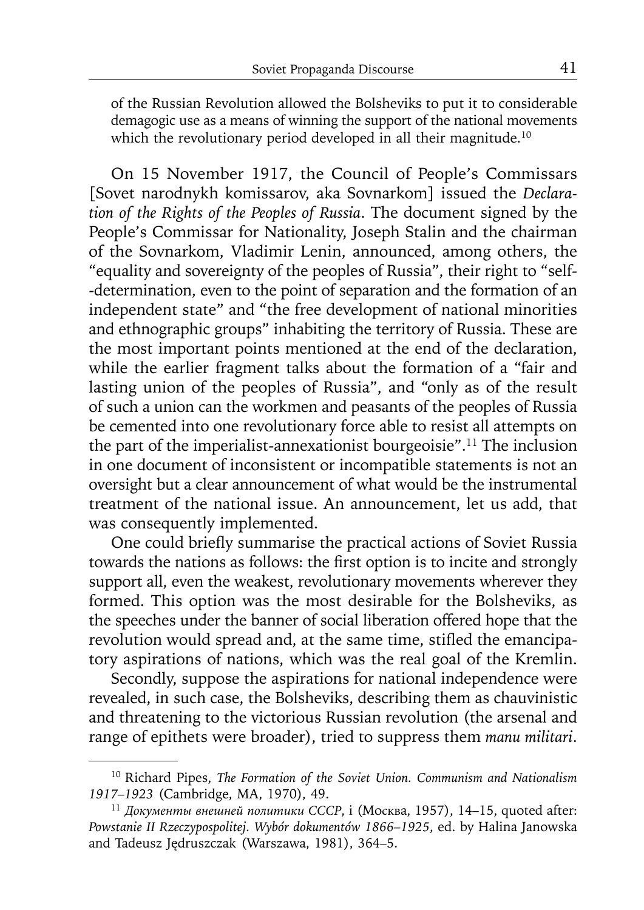of the Russian Revolution allowed the Bolsheviks to put it to considerable demagogic use as a means of winning the support of the national movements which the revolutionary period developed in all their magnitude.[10]

On 15 November 1917, the Council of People's Commissars [Sovet narodnykh komissarov, aka Sovnarkom] issued the *Declaration of the Rights of the Peoples of Russia*. The document signed by the People's Commissar for Nationality, Joseph Stalin and the chairman of the Sovnarkom, Vladimir Lenin, announced, among others, the "equality and sovereignty of the peoples of Russia", their right to "self--determination, even to the point of separation and the formation of an independent state" and "the free development of national minorities and ethnographic groups" inhabiting the territory of Russia. These are the most important points mentioned at the end of the declaration, while the earlier fragment talks about the formation of a "fair and lasting union of the peoples of Russia", and "only as of the result of such a union can the workmen and peasants of the peoples of Russia be cemented into one revolutionary force able to resist all attempts on the part of the imperialist-annexationist bourgeoisie".[11] The inclusion in one document of inconsistent or incompatible statements is not an oversight but a clear announcement of what would be the instrumental treatment of the national issue. An announcement, let us add, that was consequently implemented.

One could briefly summarise the practical actions of Soviet Russia towards the nations as follows: the first option is to incite and strongly support all, even the weakest, revolutionary movements wherever they formed. This option was the most desirable for the Bolsheviks, as the speeches under the banner of social liberation offered hope that the revolution would spread and, at the same time, stifled the emancipatory aspirations of nations, which was the real goal of the Kremlin.

Secondly, suppose the aspirations for national independence were revealed, in such case, the Bolsheviks, describing them as chauvinistic and threatening to the victorious Russian revolution (the arsenal and range of epithets were broader), tried to suppress them *manu militari*.

---

[10] Richard Pipes, *The Formation of the Soviet Union. Communism and Nationalism 1917–1923* (Cambridge, MA, 1970), 49.

[11] *Документы внешней политики СССР*, i (Москва, 1957), 14–15, quoted after: *Powstanie II Rzeczypospolitej. Wybór dokumentów 1866–1925*, ed. by Halina Janowska and Tadeusz Jędruszczak (Warszawa, 1981), 364–5.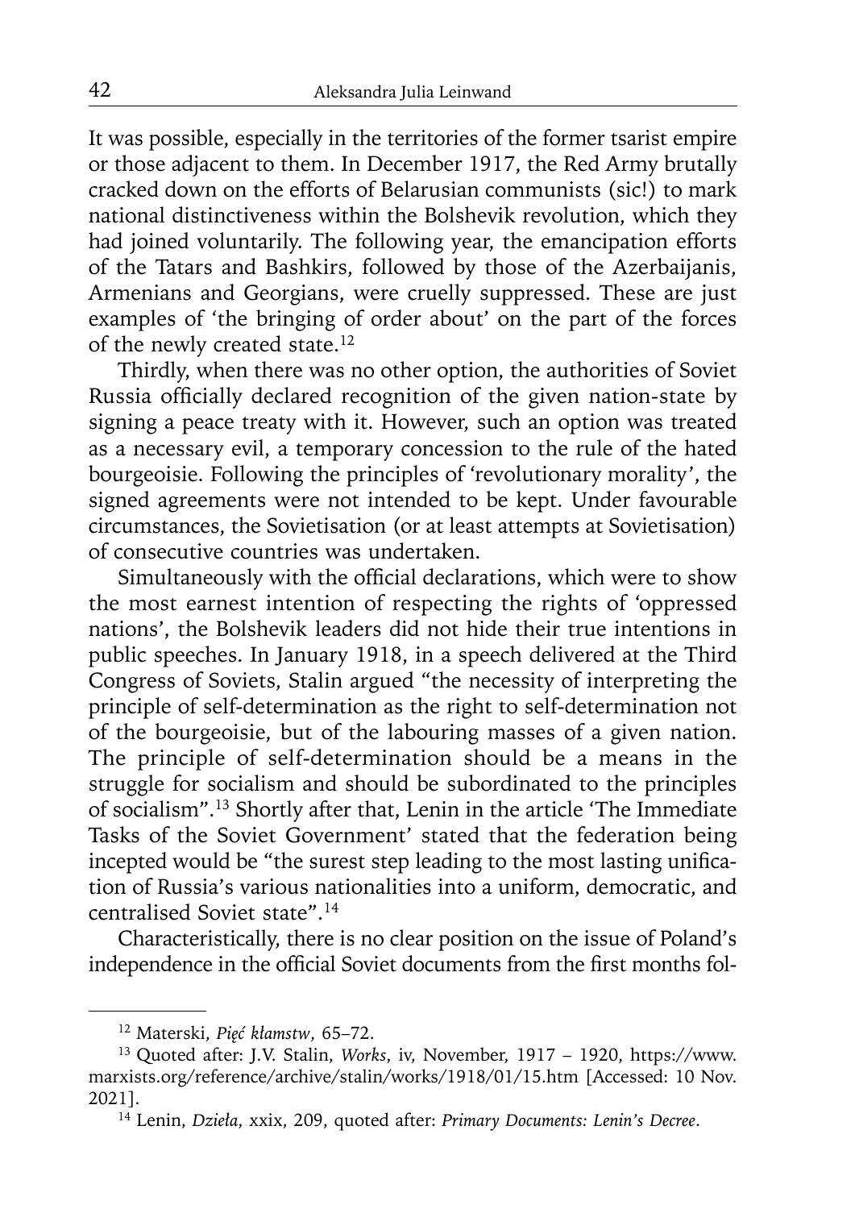It was possible, especially in the territories of the former tsarist empire or those adjacent to them. In December 1917, the Red Army brutally cracked down on the efforts of Belarusian communists (sic!) to mark national distinctiveness within the Bolshevik revolution, which they had joined voluntarily. The following year, the emancipation efforts of the Tatars and Bashkirs, followed by those of the Azerbaijanis, Armenians and Georgians, were cruelly suppressed. These are just examples of 'the bringing of order about' on the part of the forces of the newly created state.[12]

Thirdly, when there was no other option, the authorities of Soviet Russia officially declared recognition of the given nation-state by signing a peace treaty with it. However, such an option was treated as a necessary evil, a temporary concession to the rule of the hated bourgeoisie. Following the principles of 'revolutionary morality', the signed agreements were not intended to be kept. Under favourable circumstances, the Sovietisation (or at least attempts at Sovietisation) of consecutive countries was undertaken.

Simultaneously with the official declarations, which were to show the most earnest intention of respecting the rights of 'oppressed nations', the Bolshevik leaders did not hide their true intentions in public speeches. In January 1918, in a speech delivered at the Third Congress of Soviets, Stalin argued "the necessity of interpreting the principle of self-determination as the right to self-determination not of the bourgeoisie, but of the labouring masses of a given nation. The principle of self-determination should be a means in the struggle for socialism and should be subordinated to the principles of socialism".[13] Shortly after that, Lenin in the article 'The Immediate Tasks of the Soviet Government' stated that the federation being incepted would be "the surest step leading to the most lasting unification of Russia's various nationalities into a uniform, democratic, and centralised Soviet state".[14]

Characteristically, there is no clear position on the issue of Poland's independence in the official Soviet documents from the first months fol-

---

[12] Materski, *Pięć kłamstw*, 65–72.

[13] Quoted after: J.V. Stalin, *Works*, iv, November, 1917 – 1920, https://www.marxists.org/reference/archive/stalin/works/1918/01/15.htm [Accessed: 10 Nov. 2021].

[14] Lenin, *Dzieła*, xxix, 209, quoted after: *Primary Documents: Lenin's Decree*.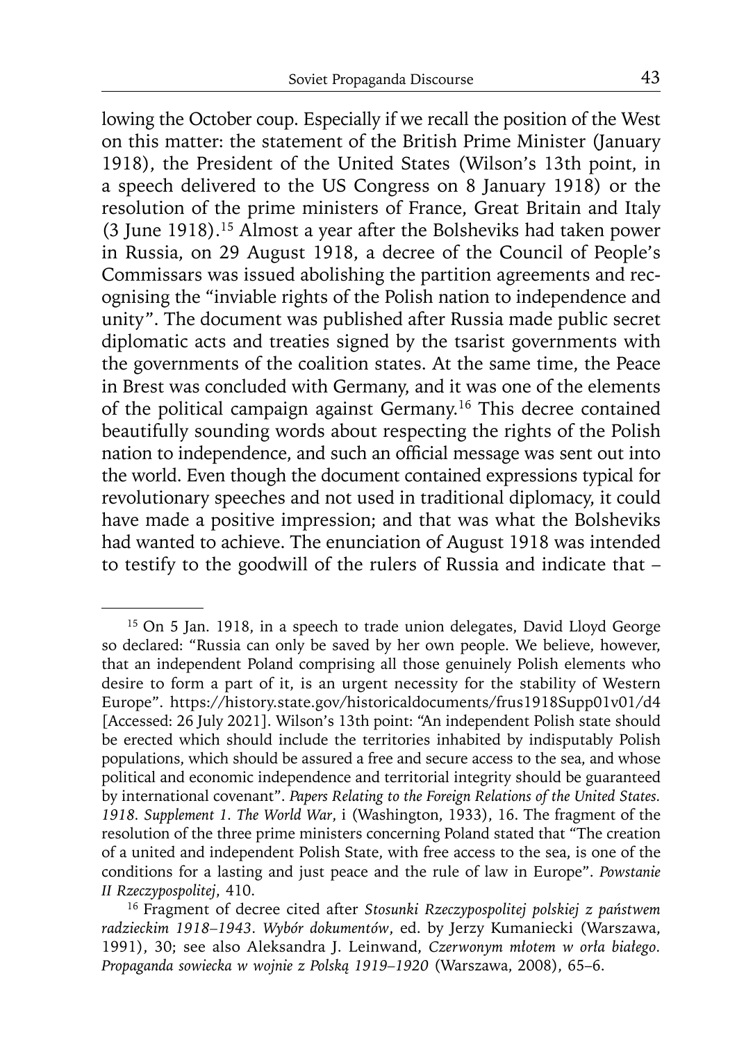lowing the October coup. Especially if we recall the position of the West on this matter: the statement of the British Prime Minister (January 1918), the President of the United States (Wilson's 13th point, in a speech delivered to the US Congress on 8 January 1918) or the resolution of the prime ministers of France, Great Britain and Italy (3 June 1918).[15] Almost a year after the Bolsheviks had taken power in Russia, on 29 August 1918, a decree of the Council of People's Commissars was issued abolishing the partition agreements and recognising the "inviable rights of the Polish nation to independence and unity". The document was published after Russia made public secret diplomatic acts and treaties signed by the tsarist governments with the governments of the coalition states. At the same time, the Peace in Brest was concluded with Germany, and it was one of the elements of the political campaign against Germany.[16] This decree contained beautifully sounding words about respecting the rights of the Polish nation to independence, and such an official message was sent out into the world. Even though the document contained expressions typical for revolutionary speeches and not used in traditional diplomacy, it could have made a positive impression; and that was what the Bolsheviks had wanted to achieve. The enunciation of August 1918 was intended to testify to the goodwill of the rulers of Russia and indicate that –

---

[15] On 5 Jan. 1918, in a speech to trade union delegates, David Lloyd George so declared: "Russia can only be saved by her own people. We believe, however, that an independent Poland comprising all those genuinely Polish elements who desire to form a part of it, is an urgent necessity for the stability of Western Europe". https://history.state.gov/historicaldocuments/frus1918Supp01v01/d4 [Accessed: 26 July 2021]. Wilson's 13th point: "An independent Polish state should be erected which should include the territories inhabited by indisputably Polish populations, which should be assured a free and secure access to the sea, and whose political and economic independence and territorial integrity should be guaranteed by international covenant". *Papers Relating to the Foreign Relations of the United States. 1918. Supplement 1. The World War*, i (Washington, 1933), 16. The fragment of the resolution of the three prime ministers concerning Poland stated that "The creation of a united and independent Polish State, with free access to the sea, is one of the conditions for a lasting and just peace and the rule of law in Europe". *Powstanie II Rzeczypospolitej*, 410.

[16] Fragment of decree cited after *Stosunki Rzeczypospolitej polskiej z państwem radzieckim 1918–1943. Wybór dokumentów*, ed. by Jerzy Kumaniecki (Warszawa, 1991), 30; see also Aleksandra J. Leinwand, *Czerwonym młotem w orła białego. Propaganda sowiecka w wojnie z Polską 1919–1920* (Warszawa, 2008), 65–6.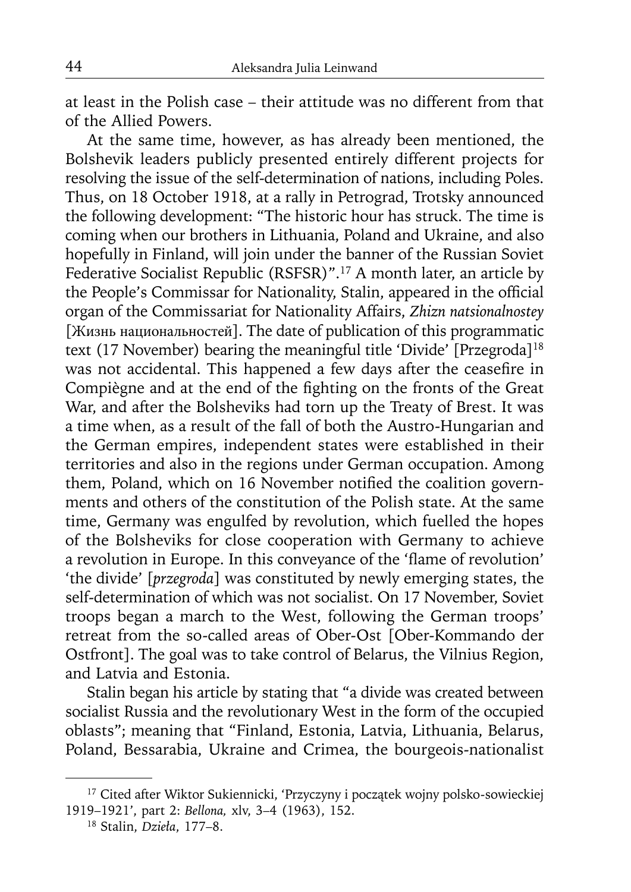at least in the Polish case – their attitude was no different from that of the Allied Powers.

At the same time, however, as has already been mentioned, the Bolshevik leaders publicly presented entirely different projects for resolving the issue of the self-determination of nations, including Poles. Thus, on 18 October 1918, at a rally in Petrograd, Trotsky announced the following development: "The historic hour has struck. The time is coming when our brothers in Lithuania, Poland and Ukraine, and also hopefully in Finland, will join under the banner of the Russian Soviet Federative Socialist Republic (RSFSR)".[17] A month later, an article by the People's Commissar for Nationality, Stalin, appeared in the official organ of the Commissariat for Nationality Affairs, *Zhizn natsionalnostey* [Жизнь национальностей]. The date of publication of this programmatic text (17 November) bearing the meaningful title 'Divide' [Przegroda][18] was not accidental. This happened a few days after the ceasefire in Compiègne and at the end of the fighting on the fronts of the Great War, and after the Bolsheviks had torn up the Treaty of Brest. It was a time when, as a result of the fall of both the Austro-Hungarian and the German empires, independent states were established in their territories and also in the regions under German occupation. Among them, Poland, which on 16 November notified the coalition governments and others of the constitution of the Polish state. At the same time, Germany was engulfed by revolution, which fuelled the hopes of the Bolsheviks for close cooperation with Germany to achieve a revolution in Europe. In this conveyance of the 'flame of revolution' 'the divide' [*przegroda*] was constituted by newly emerging states, the self-determination of which was not socialist. On 17 November, Soviet troops began a march to the West, following the German troops' retreat from the so-called areas of Ober-Ost [Ober-Kommando der Ostfront]. The goal was to take control of Belarus, the Vilnius Region, and Latvia and Estonia.

Stalin began his article by stating that "a divide was created between socialist Russia and the revolutionary West in the form of the occupied oblasts"; meaning that "Finland, Estonia, Latvia, Lithuania, Belarus, Poland, Bessarabia, Ukraine and Crimea, the bourgeois-nationalist

---

[17] Cited after Wiktor Sukiennicki, 'Przyczyny i początek wojny polsko-sowieckiej 1919–1921', part 2: *Bellona,* xlv, 3–4 (1963), 152.

[18] Stalin, *Dzieła*, 177–8.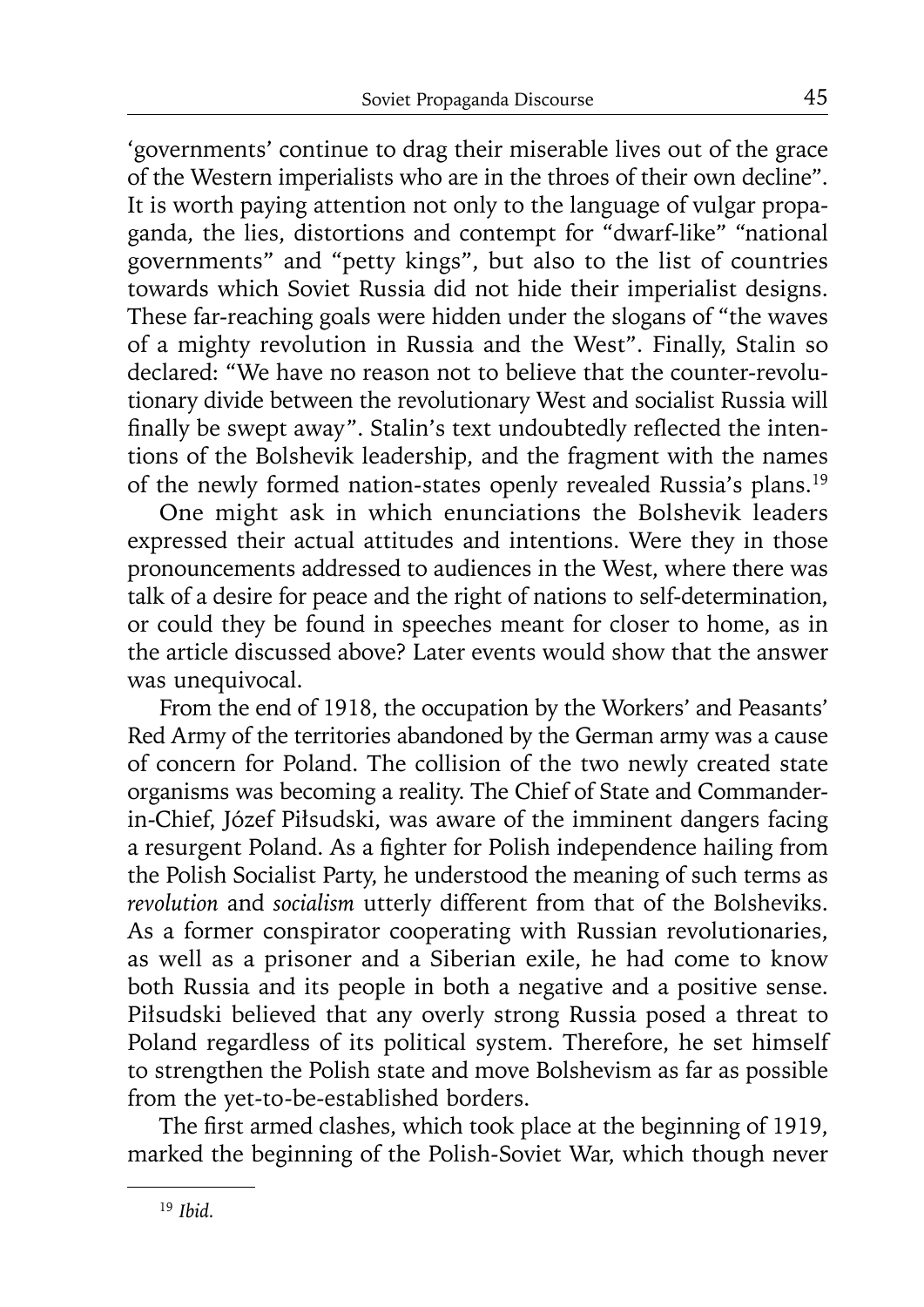'governments' continue to drag their miserable lives out of the grace of the Western imperialists who are in the throes of their own decline". It is worth paying attention not only to the language of vulgar propaganda, the lies, distortions and contempt for "dwarf-like" "national governments" and "petty kings", but also to the list of countries towards which Soviet Russia did not hide their imperialist designs. These far-reaching goals were hidden under the slogans of "the waves of a mighty revolution in Russia and the West". Finally, Stalin so declared: "We have no reason not to believe that the counter-revolutionary divide between the revolutionary West and socialist Russia will finally be swept away". Stalin's text undoubtedly reflected the intentions of the Bolshevik leadership, and the fragment with the names of the newly formed nation-states openly revealed Russia's plans.[19]

One might ask in which enunciations the Bolshevik leaders expressed their actual attitudes and intentions. Were they in those pronouncements addressed to audiences in the West, where there was talk of a desire for peace and the right of nations to self-determination, or could they be found in speeches meant for closer to home, as in the article discussed above? Later events would show that the answer was unequivocal.

From the end of 1918, the occupation by the Workers' and Peasants' Red Army of the territories abandoned by the German army was a cause of concern for Poland. The collision of the two newly created state organisms was becoming a reality. The Chief of State and Commander-in-Chief, Józef Piłsudski, was aware of the imminent dangers facing a resurgent Poland. As a fighter for Polish independence hailing from the Polish Socialist Party, he understood the meaning of such terms as *revolution* and *socialism* utterly different from that of the Bolsheviks. As a former conspirator cooperating with Russian revolutionaries, as well as a prisoner and a Siberian exile, he had come to know both Russia and its people in both a negative and a positive sense. Piłsudski believed that any overly strong Russia posed a threat to Poland regardless of its political system. Therefore, he set himself to strengthen the Polish state and move Bolshevism as far as possible from the yet-to-be-established borders.

The first armed clashes, which took place at the beginning of 1919, marked the beginning of the Polish-Soviet War, which though never

[19] *Ibid.*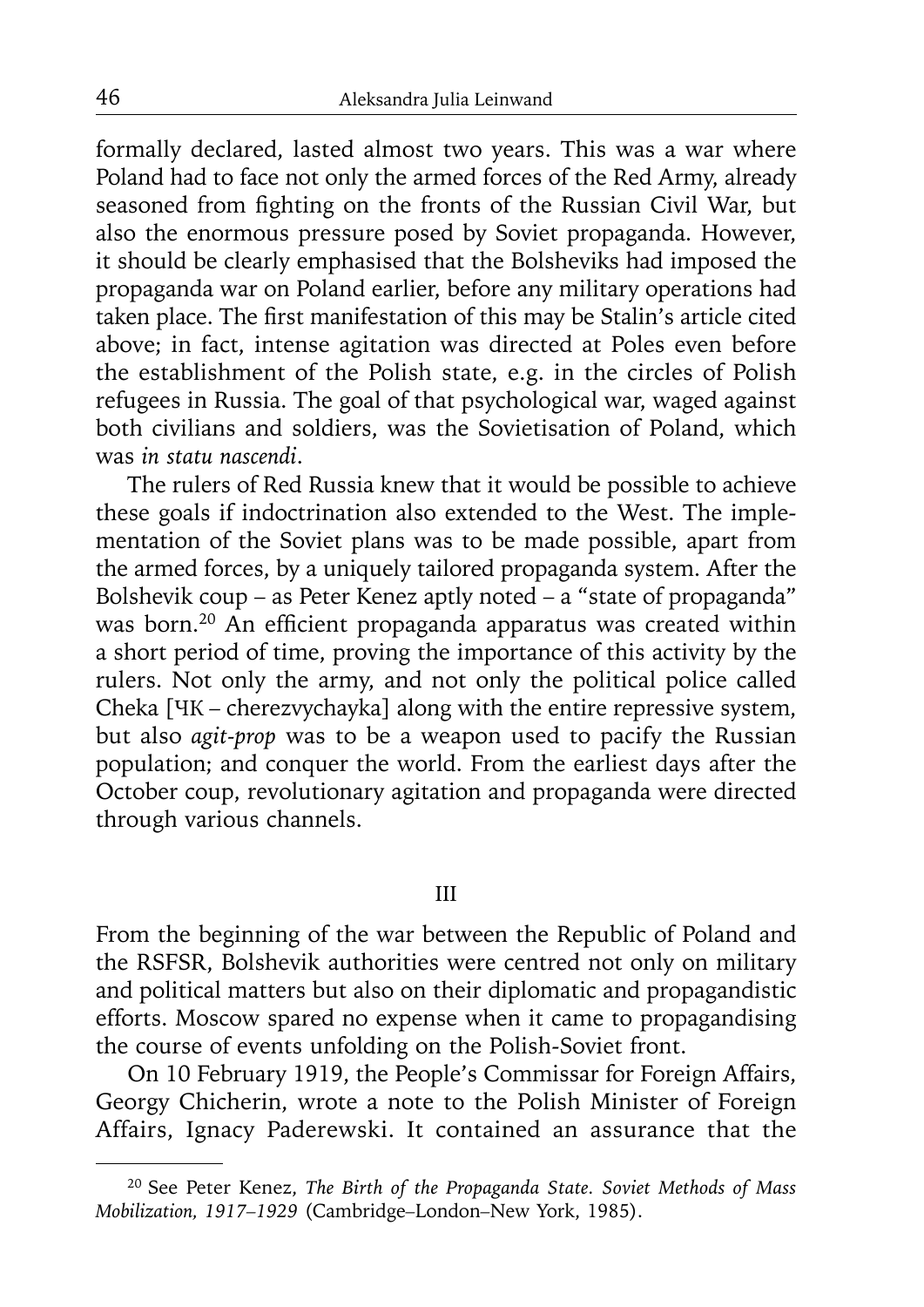formally declared, lasted almost two years. This was a war where Poland had to face not only the armed forces of the Red Army, already seasoned from fighting on the fronts of the Russian Civil War, but also the enormous pressure posed by Soviet propaganda. However, it should be clearly emphasised that the Bolsheviks had imposed the propaganda war on Poland earlier, before any military operations had taken place. The first manifestation of this may be Stalin's article cited above; in fact, intense agitation was directed at Poles even before the establishment of the Polish state, e.g. in the circles of Polish refugees in Russia. The goal of that psychological war, waged against both civilians and soldiers, was the Sovietisation of Poland, which was *in statu nascendi*.

The rulers of Red Russia knew that it would be possible to achieve these goals if indoctrination also extended to the West. The implementation of the Soviet plans was to be made possible, apart from the armed forces, by a uniquely tailored propaganda system. After the Bolshevik coup – as Peter Kenez aptly noted – a "state of propaganda" was born.[20] An efficient propaganda apparatus was created within a short period of time, proving the importance of this activity by the rulers. Not only the army, and not only the political police called Cheka [ЧК – cherezvychayka] along with the entire repressive system, but also *agit-prop* was to be a weapon used to pacify the Russian population; and conquer the world. From the earliest days after the October coup, revolutionary agitation and propaganda were directed through various channels.

## III

From the beginning of the war between the Republic of Poland and the RSFSR, Bolshevik authorities were centred not only on military and political matters but also on their diplomatic and propagandistic efforts. Moscow spared no expense when it came to propagandising the course of events unfolding on the Polish-Soviet front.

On 10 February 1919, the People's Commissar for Foreign Affairs, Georgy Chicherin, wrote a note to the Polish Minister of Foreign Affairs, Ignacy Paderewski. It contained an assurance that the

[20] See Peter Kenez, *The Birth of the Propaganda State. Soviet Methods of Mass Mobilization, 1917–1929* (Cambridge–London–New York, 1985).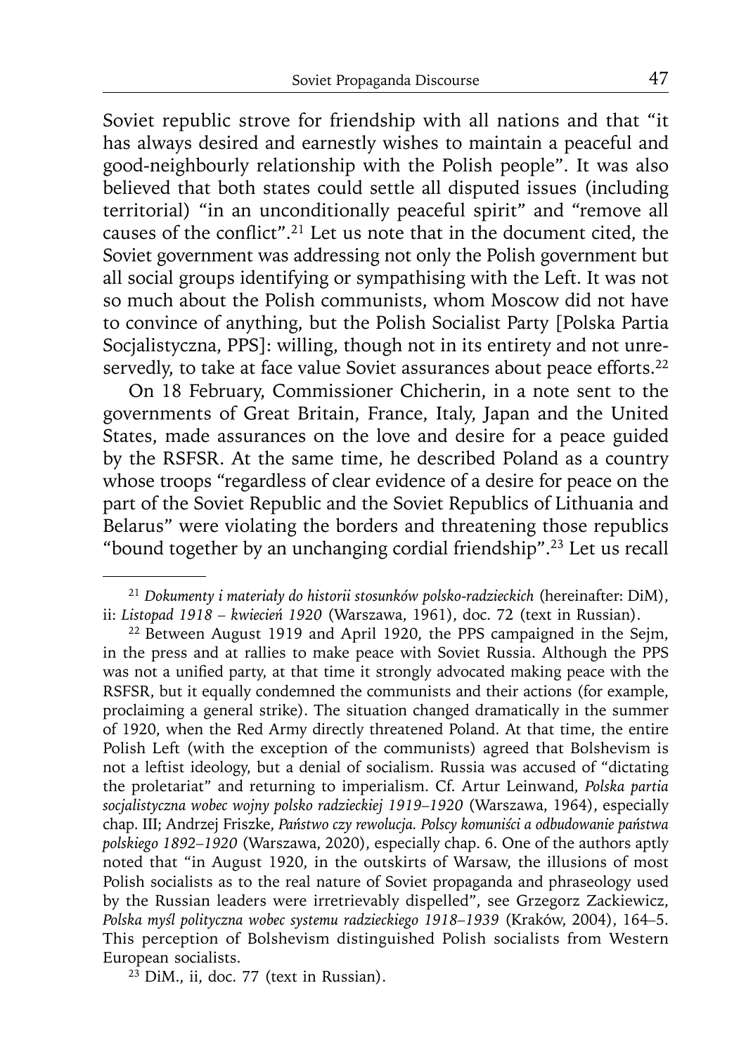Soviet republic strove for friendship with all nations and that "it has always desired and earnestly wishes to maintain a peaceful and good-neighbourly relationship with the Polish people". It was also believed that both states could settle all disputed issues (including territorial) "in an unconditionally peaceful spirit" and "remove all causes of the conflict".[21] Let us note that in the document cited, the Soviet government was addressing not only the Polish government but all social groups identifying or sympathising with the Left. It was not so much about the Polish communists, whom Moscow did not have to convince of anything, but the Polish Socialist Party [Polska Partia Socjalistyczna, PPS]: willing, though not in its entirety and not unreservedly, to take at face value Soviet assurances about peace efforts.[22]

On 18 February, Commissioner Chicherin, in a note sent to the governments of Great Britain, France, Italy, Japan and the United States, made assurances on the love and desire for a peace guided by the RSFSR. At the same time, he described Poland as a country whose troops "regardless of clear evidence of a desire for peace on the part of the Soviet Republic and the Soviet Republics of Lithuania and Belarus" were violating the borders and threatening those republics "bound together by an unchanging cordial friendship".[23] Let us recall

---

[21] *Dokumenty i materiały do historii stosunków polsko-radzieckich* (hereinafter: DiM), ii: *Listopad 1918 – kwiecień 1920* (Warszawa, 1961), doc. 72 (text in Russian).

[22] Between August 1919 and April 1920, the PPS campaigned in the Sejm, in the press and at rallies to make peace with Soviet Russia. Although the PPS was not a unified party, at that time it strongly advocated making peace with the RSFSR, but it equally condemned the communists and their actions (for example, proclaiming a general strike). The situation changed dramatically in the summer of 1920, when the Red Army directly threatened Poland. At that time, the entire Polish Left (with the exception of the communists) agreed that Bolshevism is not a leftist ideology, but a denial of socialism. Russia was accused of "dictating the proletariat" and returning to imperialism. Cf. Artur Leinwand, *Polska partia socjalistyczna wobec wojny polsko radzieckiej 1919–1920* (Warszawa, 1964), especially chap. III; Andrzej Friszke, *Państwo czy rewolucja. Polscy komuniści a odbudowanie państwa polskiego 1892–1920* (Warszawa, 2020), especially chap. 6. One of the authors aptly noted that "in August 1920, in the outskirts of Warsaw, the illusions of most Polish socialists as to the real nature of Soviet propaganda and phraseology used by the Russian leaders were irretrievably dispelled", see Grzegorz Zackiewicz, *Polska myśl polityczna wobec systemu radzieckiego 1918–1939* (Kraków, 2004), 164–5. This perception of Bolshevism distinguished Polish socialists from Western European socialists.

[23] DiM., ii, doc. 77 (text in Russian).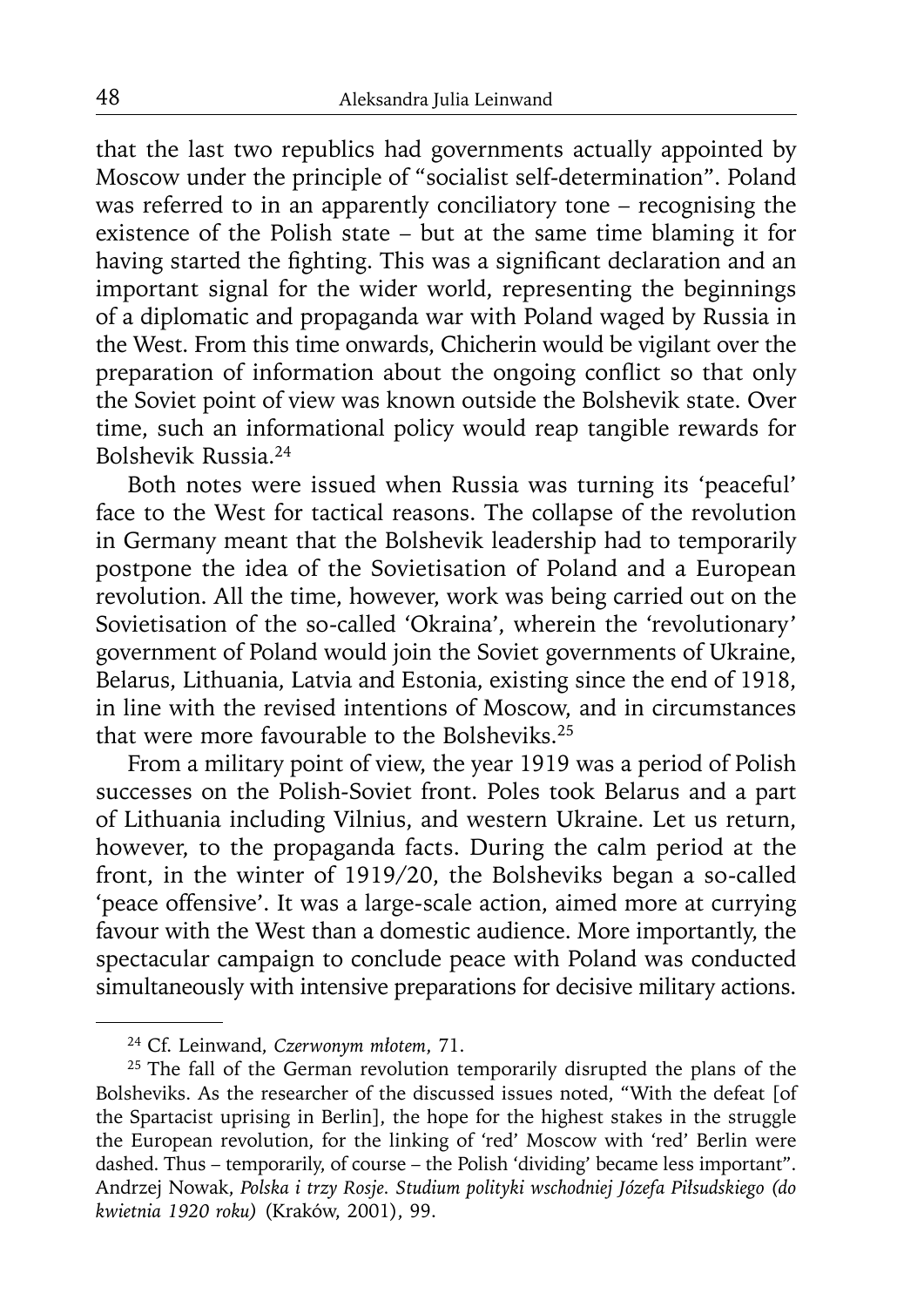that the last two republics had governments actually appointed by Moscow under the principle of "socialist self-determination". Poland was referred to in an apparently conciliatory tone – recognising the existence of the Polish state – but at the same time blaming it for having started the fighting. This was a significant declaration and an important signal for the wider world, representing the beginnings of a diplomatic and propaganda war with Poland waged by Russia in the West. From this time onwards, Chicherin would be vigilant over the preparation of information about the ongoing conflict so that only the Soviet point of view was known outside the Bolshevik state. Over time, such an informational policy would reap tangible rewards for Bolshevik Russia.[24]

Both notes were issued when Russia was turning its 'peaceful' face to the West for tactical reasons. The collapse of the revolution in Germany meant that the Bolshevik leadership had to temporarily postpone the idea of the Sovietisation of Poland and a European revolution. All the time, however, work was being carried out on the Sovietisation of the so-called 'Okraina', wherein the 'revolutionary' government of Poland would join the Soviet governments of Ukraine, Belarus, Lithuania, Latvia and Estonia, existing since the end of 1918, in line with the revised intentions of Moscow, and in circumstances that were more favourable to the Bolsheviks.[25]

From a military point of view, the year 1919 was a period of Polish successes on the Polish-Soviet front. Poles took Belarus and a part of Lithuania including Vilnius, and western Ukraine. Let us return, however, to the propaganda facts. During the calm period at the front, in the winter of 1919/20, the Bolsheviks began a so-called 'peace offensive'. It was a large-scale action, aimed more at currying favour with the West than a domestic audience. More importantly, the spectacular campaign to conclude peace with Poland was conducted simultaneously with intensive preparations for decisive military actions.

---

[24] Cf. Leinwand, *Czerwonym młotem*, 71.

[25] The fall of the German revolution temporarily disrupted the plans of the Bolsheviks. As the researcher of the discussed issues noted, "With the defeat [of the Spartacist uprising in Berlin], the hope for the highest stakes in the struggle the European revolution, for the linking of 'red' Moscow with 'red' Berlin were dashed. Thus – temporarily, of course – the Polish 'dividing' became less important". Andrzej Nowak, *Polska i trzy Rosje. Studium polityki wschodniej Józefa Piłsudskiego (do kwietnia 1920 roku)* (Kraków, 2001), 99.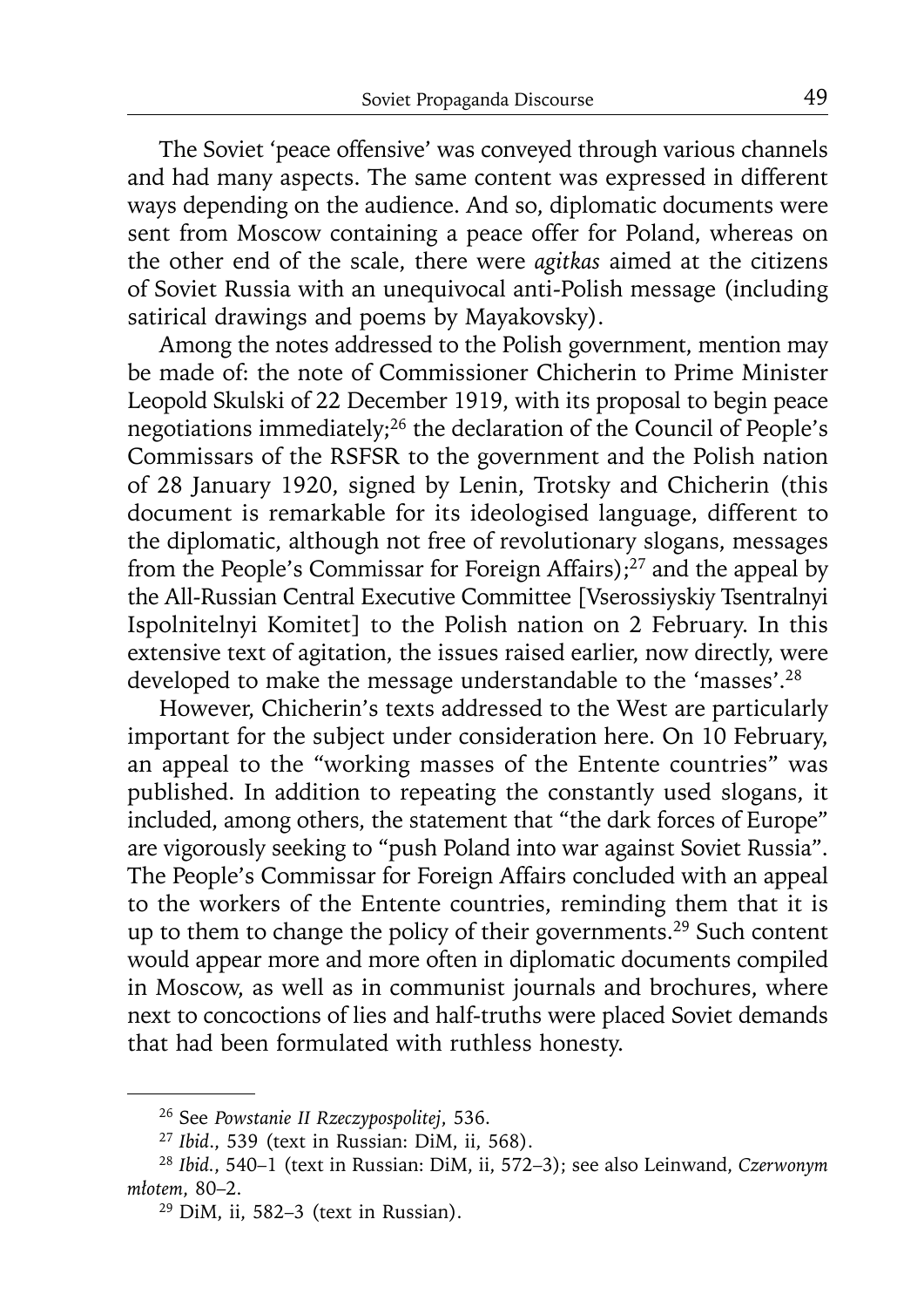The Soviet 'peace offensive' was conveyed through various channels and had many aspects. The same content was expressed in different ways depending on the audience. And so, diplomatic documents were sent from Moscow containing a peace offer for Poland, whereas on the other end of the scale, there were *agitkas* aimed at the citizens of Soviet Russia with an unequivocal anti-Polish message (including satirical drawings and poems by Mayakovsky).

Among the notes addressed to the Polish government, mention may be made of: the note of Commissioner Chicherin to Prime Minister Leopold Skulski of 22 December 1919, with its proposal to begin peace negotiations immediately;[26] the declaration of the Council of People's Commissars of the RSFSR to the government and the Polish nation of 28 January 1920, signed by Lenin, Trotsky and Chicherin (this document is remarkable for its ideologised language, different to the diplomatic, although not free of revolutionary slogans, messages from the People's Commissar for Foreign Affairs);[27] and the appeal by the All-Russian Central Executive Committee [Vserossiyskiy Tsentralnyi Ispolnitelnyi Komitet] to the Polish nation on 2 February. In this extensive text of agitation, the issues raised earlier, now directly, were developed to make the message understandable to the 'masses'.[28]

However, Chicherin's texts addressed to the West are particularly important for the subject under consideration here. On 10 February, an appeal to the "working masses of the Entente countries" was published. In addition to repeating the constantly used slogans, it included, among others, the statement that "the dark forces of Europe" are vigorously seeking to "push Poland into war against Soviet Russia". The People's Commissar for Foreign Affairs concluded with an appeal to the workers of the Entente countries, reminding them that it is up to them to change the policy of their governments.[29] Such content would appear more and more often in diplomatic documents compiled in Moscow, as well as in communist journals and brochures, where next to concoctions of lies and half-truths were placed Soviet demands that had been formulated with ruthless honesty.

---

[26] See *Powstanie II Rzeczypospolitej*, 536.

[27] *Ibid*., 539 (text in Russian: DiM, ii, 568).

[28] *Ibid.*, 540–1 (text in Russian: DiM, ii, 572–3); see also Leinwand, *Czerwonym młotem*, 80–2.

[29] DiM, ii, 582–3 (text in Russian).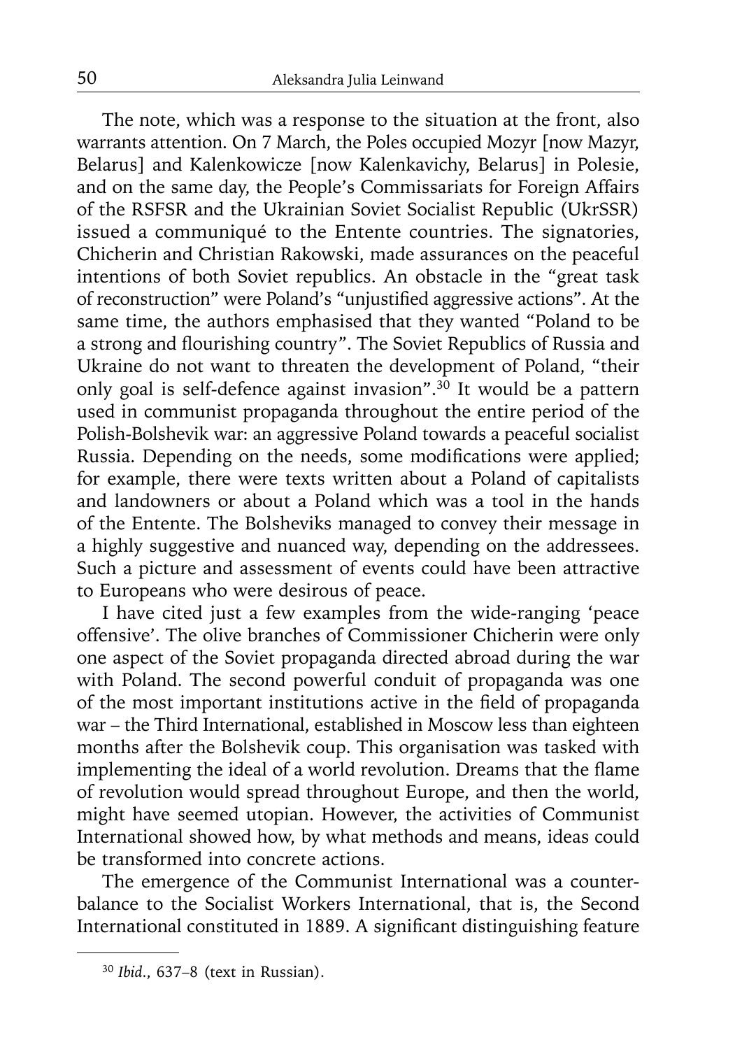The note, which was a response to the situation at the front, also warrants attention. On 7 March, the Poles occupied Mozyr [now Mazyr, Belarus] and Kalenkowicze [now Kalenkavichy, Belarus] in Polesie, and on the same day, the People's Commissariats for Foreign Affairs of the RSFSR and the Ukrainian Soviet Socialist Republic (UkrSSR) issued a communiqué to the Entente countries. The signatories, Chicherin and Christian Rakowski, made assurances on the peaceful intentions of both Soviet republics. An obstacle in the "great task of reconstruction" were Poland's "unjustified aggressive actions". At the same time, the authors emphasised that they wanted "Poland to be a strong and flourishing country". The Soviet Republics of Russia and Ukraine do not want to threaten the development of Poland, "their only goal is self-defence against invasion".[30] It would be a pattern used in communist propaganda throughout the entire period of the Polish-Bolshevik war: an aggressive Poland towards a peaceful socialist Russia. Depending on the needs, some modifications were applied; for example, there were texts written about a Poland of capitalists and landowners or about a Poland which was a tool in the hands of the Entente. The Bolsheviks managed to convey their message in a highly suggestive and nuanced way, depending on the addressees. Such a picture and assessment of events could have been attractive to Europeans who were desirous of peace.

I have cited just a few examples from the wide-ranging 'peace offensive'. The olive branches of Commissioner Chicherin were only one aspect of the Soviet propaganda directed abroad during the war with Poland. The second powerful conduit of propaganda was one of the most important institutions active in the field of propaganda war – the Third International, established in Moscow less than eighteen months after the Bolshevik coup. This organisation was tasked with implementing the ideal of a world revolution. Dreams that the flame of revolution would spread throughout Europe, and then the world, might have seemed utopian. However, the activities of Communist International showed how, by what methods and means, ideas could be transformed into concrete actions.

The emergence of the Communist International was a counterbalance to the Socialist Workers International, that is, the Second International constituted in 1889. A significant distinguishing feature

[30] *Ibid.*, 637–8 (text in Russian).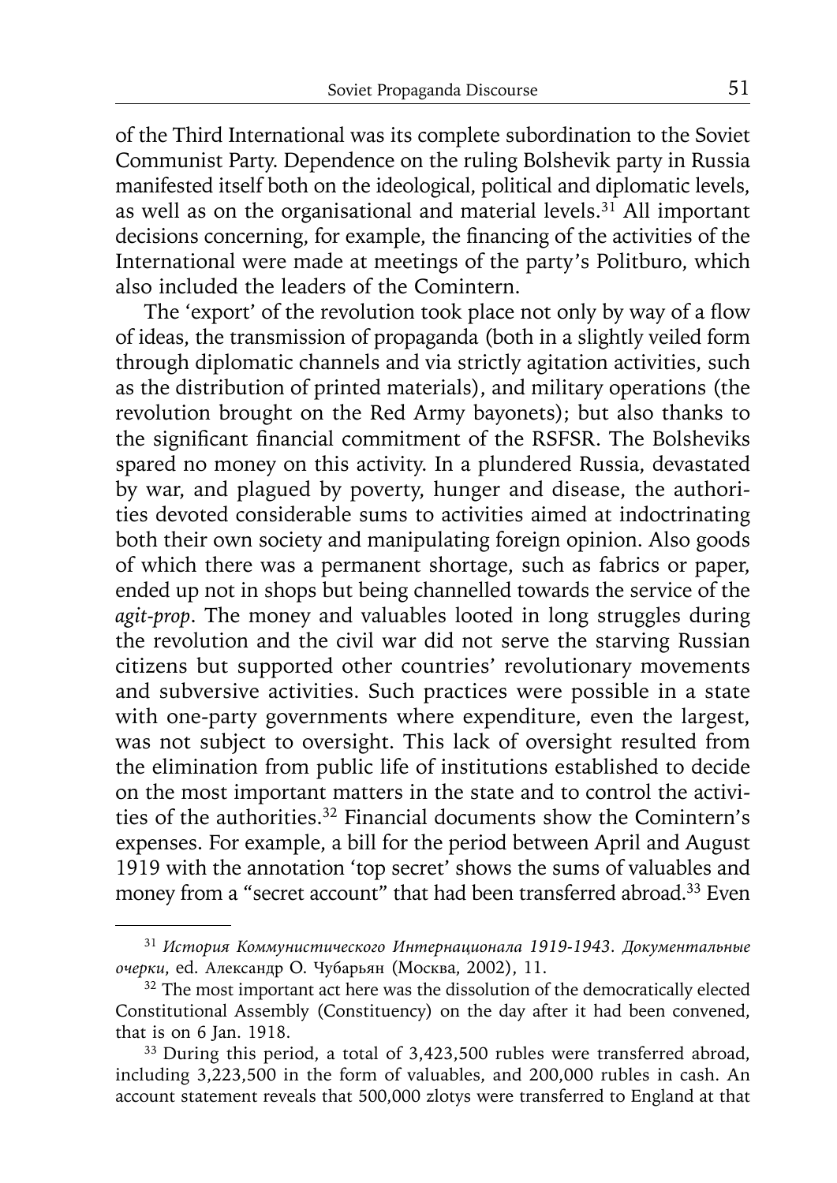of the Third International was its complete subordination to the Soviet Communist Party. Dependence on the ruling Bolshevik party in Russia manifested itself both on the ideological, political and diplomatic levels, as well as on the organisational and material levels.[31] All important decisions concerning, for example, the financing of the activities of the International were made at meetings of the party's Politburo, which also included the leaders of the Comintern.

The 'export' of the revolution took place not only by way of a flow of ideas, the transmission of propaganda (both in a slightly veiled form through diplomatic channels and via strictly agitation activities, such as the distribution of printed materials), and military operations (the revolution brought on the Red Army bayonets); but also thanks to the significant financial commitment of the RSFSR. The Bolsheviks spared no money on this activity. In a plundered Russia, devastated by war, and plagued by poverty, hunger and disease, the authorities devoted considerable sums to activities aimed at indoctrinating both their own society and manipulating foreign opinion. Also goods of which there was a permanent shortage, such as fabrics or paper, ended up not in shops but being channelled towards the service of the *agit-prop*. The money and valuables looted in long struggles during the revolution and the civil war did not serve the starving Russian citizens but supported other countries' revolutionary movements and subversive activities. Such practices were possible in a state with one-party governments where expenditure, even the largest, was not subject to oversight. This lack of oversight resulted from the elimination from public life of institutions established to decide on the most important matters in the state and to control the activities of the authorities.[32] Financial documents show the Comintern's expenses. For example, a bill for the period between April and August 1919 with the annotation 'top secret' shows the sums of valuables and money from a "secret account" that had been transferred abroad.[33] Even

---

[31] *История Коммунистического Интернационала 1919-1943. Документальные очерки*, ed. Александр О. Чубарьян (Москва, 2002), 11.

[32] The most important act here was the dissolution of the democratically elected Constitutional Assembly (Constituency) on the day after it had been convened, that is on 6 Jan. 1918.

[33] During this period, a total of 3,423,500 rubles were transferred abroad, including 3,223,500 in the form of valuables, and 200,000 rubles in cash. An account statement reveals that 500,000 zlotys were transferred to England at that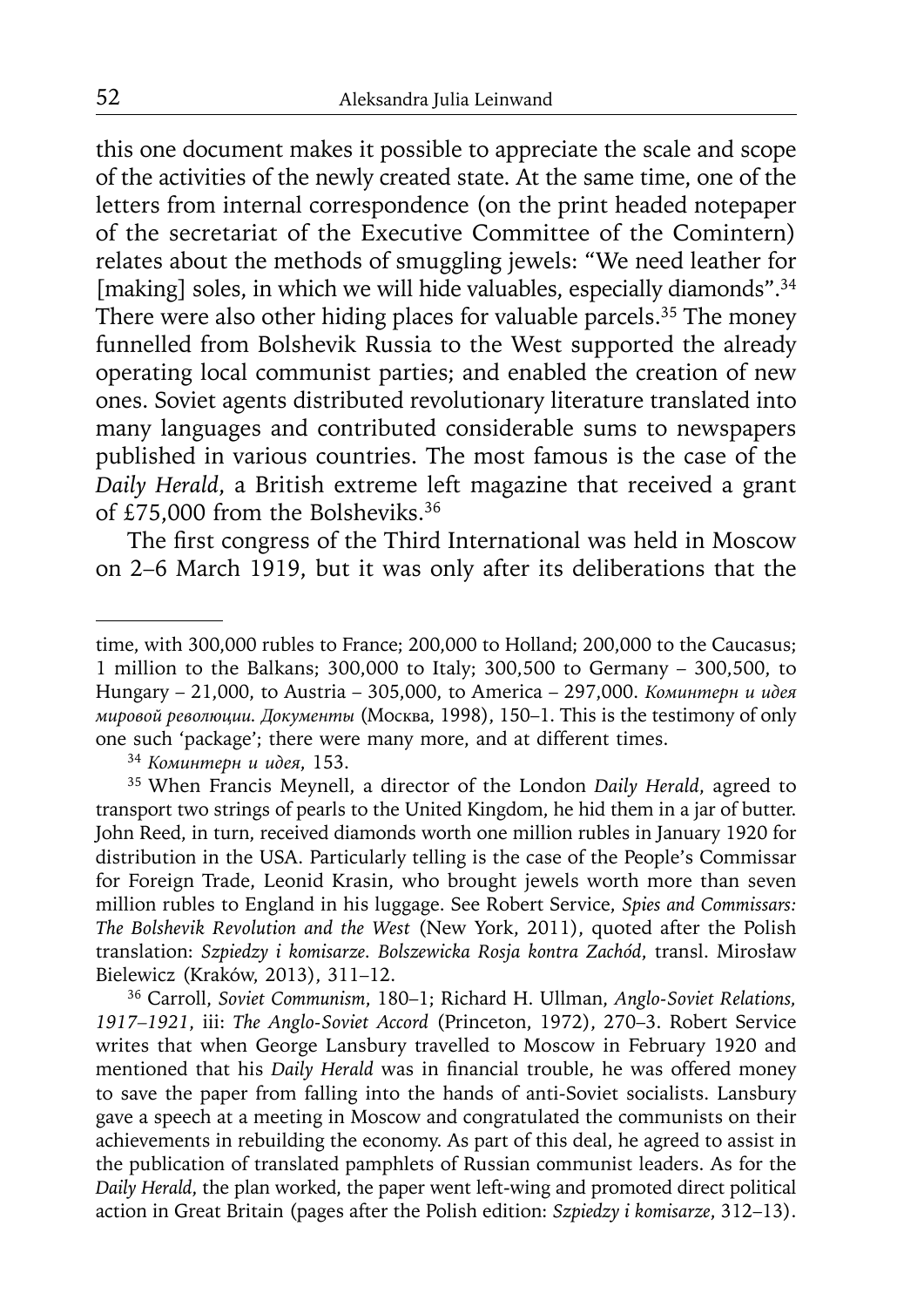this one document makes it possible to appreciate the scale and scope of the activities of the newly created state. At the same time, one of the letters from internal correspondence (on the print headed notepaper of the secretariat of the Executive Committee of the Comintern) relates about the methods of smuggling jewels: "We need leather for [making] soles, in which we will hide valuables, especially diamonds".[34] There were also other hiding places for valuable parcels.[35] The money funnelled from Bolshevik Russia to the West supported the already operating local communist parties; and enabled the creation of new ones. Soviet agents distributed revolutionary literature translated into many languages and contributed considerable sums to newspapers published in various countries. The most famous is the case of the *Daily Herald*, a British extreme left magazine that received a grant of £75,000 from the Bolsheviks.[36]

The first congress of the Third International was held in Moscow on 2–6 March 1919, but it was only after its deliberations that the

---

time, with 300,000 rubles to France; 200,000 to Holland; 200,000 to the Caucasus; 1 million to the Balkans; 300,000 to Italy; 300,500 to Germany – 300,500, to Hungary – 21,000, to Austria – 305,000, to America – 297,000. *Коминтерн и идея мировой революции. Документы* (Москва, 1998), 150–1. This is the testimony of only one such 'package'; there were many more, and at different times.

[34] *Коминтерн и идея*, 153.

[35] When Francis Meynell, a director of the London *Daily Herald*, agreed to transport two strings of pearls to the United Kingdom, he hid them in a jar of butter. John Reed, in turn, received diamonds worth one million rubles in January 1920 for distribution in the USA. Particularly telling is the case of the People's Commissar for Foreign Trade, Leonid Krasin, who brought jewels worth more than seven million rubles to England in his luggage. See Robert Service, *Spies and Commissars: The Bolshevik Revolution and the West* (New York, 2011), quoted after the Polish translation: *Szpiedzy i komisarze. Bolszewicka Rosja kontra Zachód*, transl. Mirosław Bielewicz (Kraków, 2013), 311–12.

[36] Carroll, *Soviet Communism*, 180–1; Richard H. Ullman, *Anglo-Soviet Relations, 1917–1921*, iii: *The Anglo-Soviet Accord* (Princeton, 1972), 270–3. Robert Service writes that when George Lansbury travelled to Moscow in February 1920 and mentioned that his *Daily Herald* was in financial trouble, he was offered money to save the paper from falling into the hands of anti-Soviet socialists. Lansbury gave a speech at a meeting in Moscow and congratulated the communists on their achievements in rebuilding the economy. As part of this deal, he agreed to assist in the publication of translated pamphlets of Russian communist leaders. As for the *Daily Herald*, the plan worked, the paper went left-wing and promoted direct political action in Great Britain (pages after the Polish edition: *Szpiedzy i komisarze*, 312–13).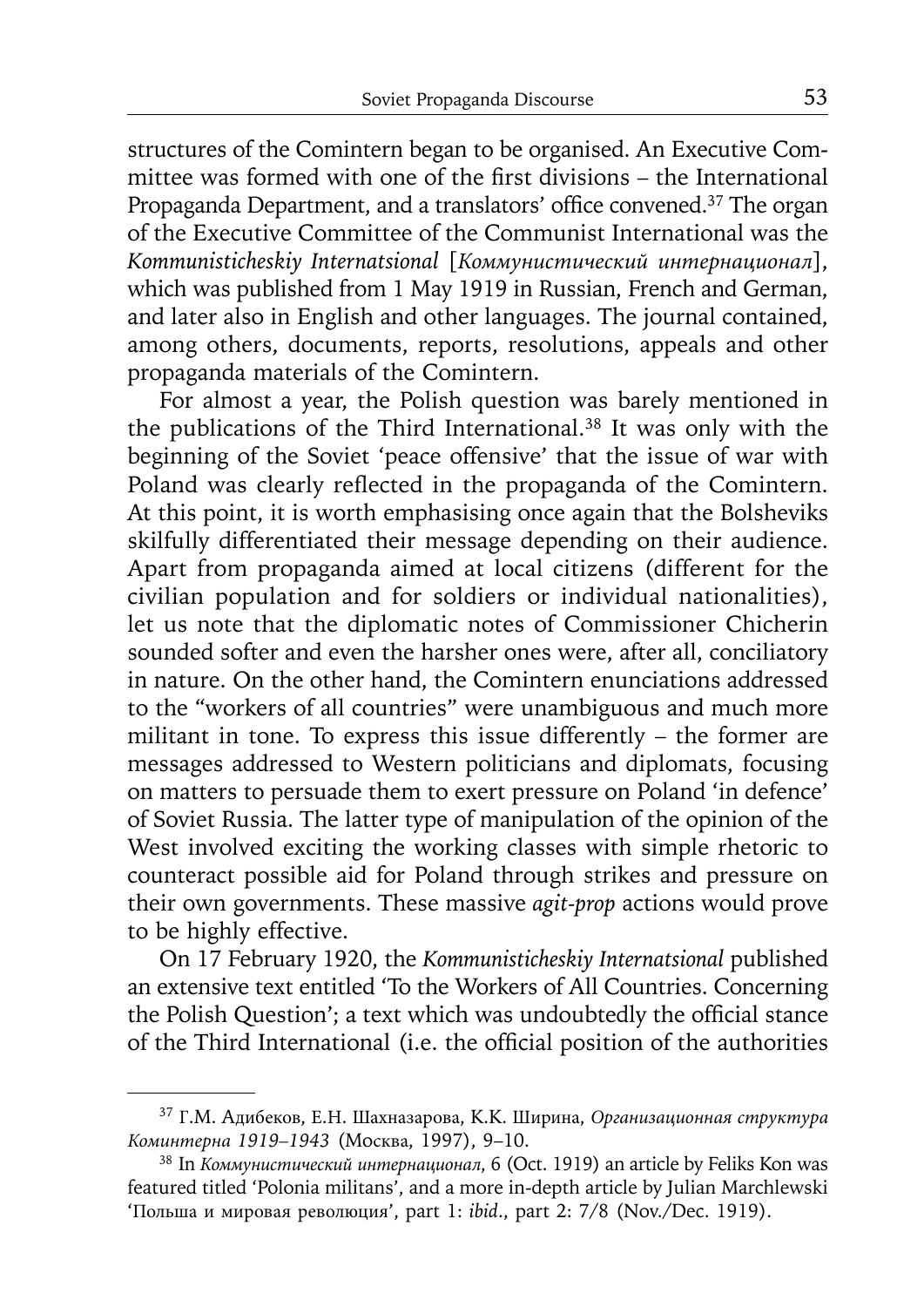structures of the Comintern began to be organised. An Executive Committee was formed with one of the first divisions – the International Propaganda Department, and a translators' office convened.[37] The organ of the Executive Committee of the Communist International was the *Kommunisticheskiy Internatsional* [*Коммунистический интернационал*], which was published from 1 May 1919 in Russian, French and German, and later also in English and other languages. The journal contained, among others, documents, reports, resolutions, appeals and other propaganda materials of the Comintern.

For almost a year, the Polish question was barely mentioned in the publications of the Third International.[38] It was only with the beginning of the Soviet 'peace offensive' that the issue of war with Poland was clearly reflected in the propaganda of the Comintern. At this point, it is worth emphasising once again that the Bolsheviks skilfully differentiated their message depending on their audience. Apart from propaganda aimed at local citizens (different for the civilian population and for soldiers or individual nationalities), let us note that the diplomatic notes of Commissioner Chicherin sounded softer and even the harsher ones were, after all, conciliatory in nature. On the other hand, the Comintern enunciations addressed to the "workers of all countries" were unambiguous and much more militant in tone. To express this issue differently – the former are messages addressed to Western politicians and diplomats, focusing on matters to persuade them to exert pressure on Poland 'in defence' of Soviet Russia. The latter type of manipulation of the opinion of the West involved exciting the working classes with simple rhetoric to counteract possible aid for Poland through strikes and pressure on their own governments. These massive *agit-prop* actions would prove to be highly effective.

On 17 February 1920, the *Kommunisticheskiy Internatsional* published an extensive text entitled 'To the Workers of All Countries. Concerning the Polish Question'; a text which was undoubtedly the official stance of the Third International (i.e. the official position of the authorities

---

[37] Г.М. Адибеков, Е.Н. Шахназарова, К.К. Ширина, *Организационная структура Коминтерна 1919–1943* (Москва, 1997), 9–10.

[38] In *Коммунистический интернационал*, 6 (Oct. 1919) an article by Feliks Kon was featured titled 'Polonia militans', and a more in-depth article by Julian Marchlewski 'Польша и мировая революция', part 1: *ibid*., part 2: 7/8 (Nov./Dec. 1919).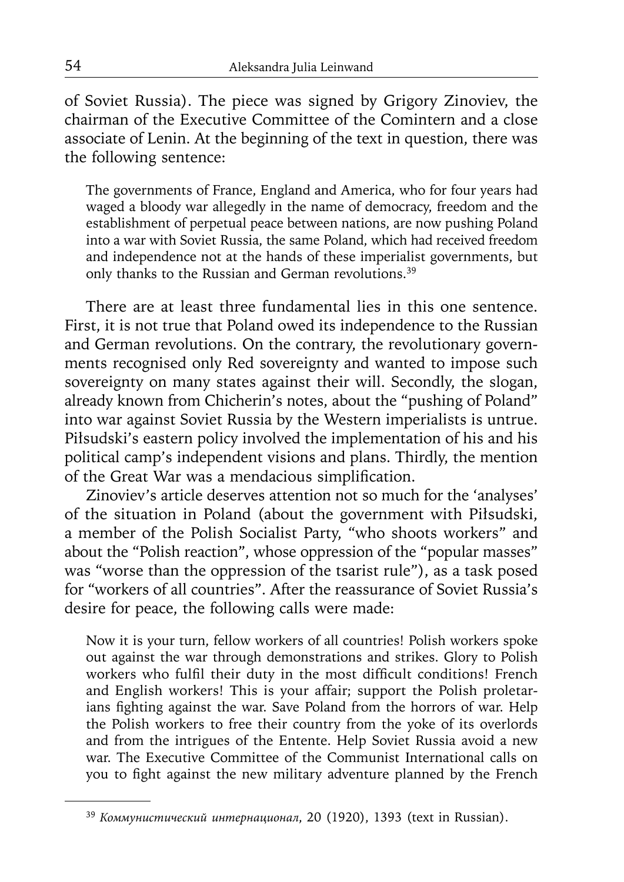of Soviet Russia). The piece was signed by Grigory Zinoviev, the chairman of the Executive Committee of the Comintern and a close associate of Lenin. At the beginning of the text in question, there was the following sentence:

> The governments of France, England and America, who for four years had waged a bloody war allegedly in the name of democracy, freedom and the establishment of perpetual peace between nations, are now pushing Poland into a war with Soviet Russia, the same Poland, which had received freedom and independence not at the hands of these imperialist governments, but only thanks to the Russian and German revolutions.[39]

There are at least three fundamental lies in this one sentence. First, it is not true that Poland owed its independence to the Russian and German revolutions. On the contrary, the revolutionary governments recognised only Red sovereignty and wanted to impose such sovereignty on many states against their will. Secondly, the slogan, already known from Chicherin's notes, about the "pushing of Poland" into war against Soviet Russia by the Western imperialists is untrue. Piłsudski's eastern policy involved the implementation of his and his political camp's independent visions and plans. Thirdly, the mention of the Great War was a mendacious simplification.

Zinoviev's article deserves attention not so much for the 'analyses' of the situation in Poland (about the government with Piłsudski, a member of the Polish Socialist Party, "who shoots workers" and about the "Polish reaction", whose oppression of the "popular masses" was "worse than the oppression of the tsarist rule"), as a task posed for "workers of all countries". After the reassurance of Soviet Russia's desire for peace, the following calls were made:

> Now it is your turn, fellow workers of all countries! Polish workers spoke out against the war through demonstrations and strikes. Glory to Polish workers who fulfil their duty in the most difficult conditions! French and English workers! This is your affair; support the Polish proletarians fighting against the war. Save Poland from the horrors of war. Help the Polish workers to free their country from the yoke of its overlords and from the intrigues of the Entente. Help Soviet Russia avoid a new war. The Executive Committee of the Communist International calls on you to fight against the new military adventure planned by the French

---

[39] *Коммунистический интернационал*, 20 (1920), 1393 (text in Russian).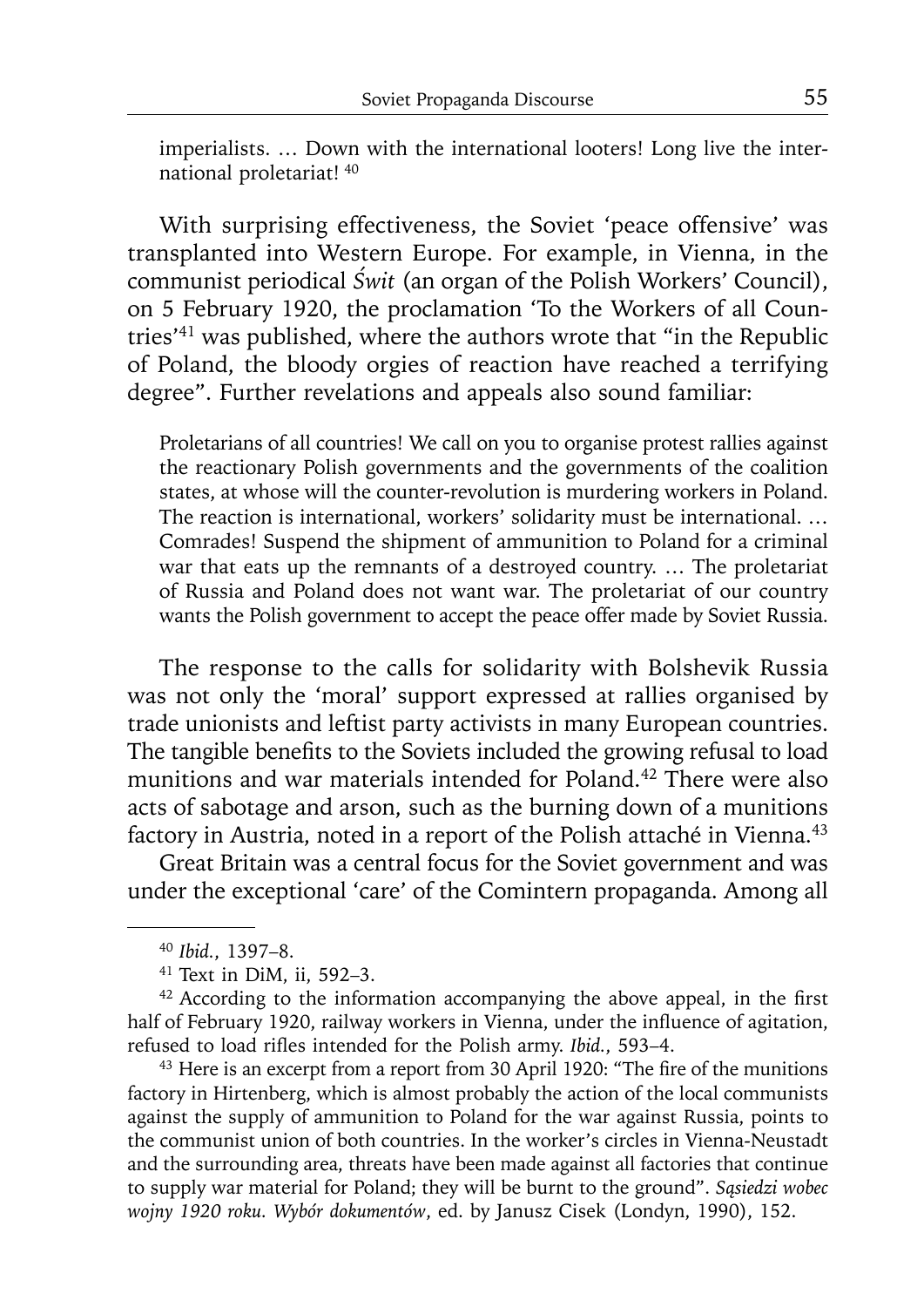imperialists. … Down with the international looters! Long live the international proletariat! [40]

With surprising effectiveness, the Soviet 'peace offensive' was transplanted into Western Europe. For example, in Vienna, in the communist periodical *Świt* (an organ of the Polish Workers' Council), on 5 February 1920, the proclamation 'To the Workers of all Countries'[41] was published, where the authors wrote that "in the Republic of Poland, the bloody orgies of reaction have reached a terrifying degree". Further revelations and appeals also sound familiar:

> Proletarians of all countries! We call on you to organise protest rallies against the reactionary Polish governments and the governments of the coalition states, at whose will the counter-revolution is murdering workers in Poland. The reaction is international, workers' solidarity must be international. … Comrades! Suspend the shipment of ammunition to Poland for a criminal war that eats up the remnants of a destroyed country. … The proletariat of Russia and Poland does not want war. The proletariat of our country wants the Polish government to accept the peace offer made by Soviet Russia.

The response to the calls for solidarity with Bolshevik Russia was not only the 'moral' support expressed at rallies organised by trade unionists and leftist party activists in many European countries. The tangible benefits to the Soviets included the growing refusal to load munitions and war materials intended for Poland.[42] There were also acts of sabotage and arson, such as the burning down of a munitions factory in Austria, noted in a report of the Polish attaché in Vienna.[43]

Great Britain was a central focus for the Soviet government and was under the exceptional 'care' of the Comintern propaganda. Among all

---

[40] *Ibid.*, 1397–8.

[41] Text in DiM, ii, 592–3.

[42] According to the information accompanying the above appeal, in the first half of February 1920, railway workers in Vienna, under the influence of agitation, refused to load rifles intended for the Polish army. *Ibid.*, 593–4.

[43] Here is an excerpt from a report from 30 April 1920: "The fire of the munitions factory in Hirtenberg, which is almost probably the action of the local communists against the supply of ammunition to Poland for the war against Russia, points to the communist union of both countries. In the worker's circles in Vienna-Neustadt and the surrounding area, threats have been made against all factories that continue to supply war material for Poland; they will be burnt to the ground". *Sąsiedzi wobec wojny 1920 roku. Wybór dokumentów*, ed. by Janusz Cisek (Londyn, 1990), 152.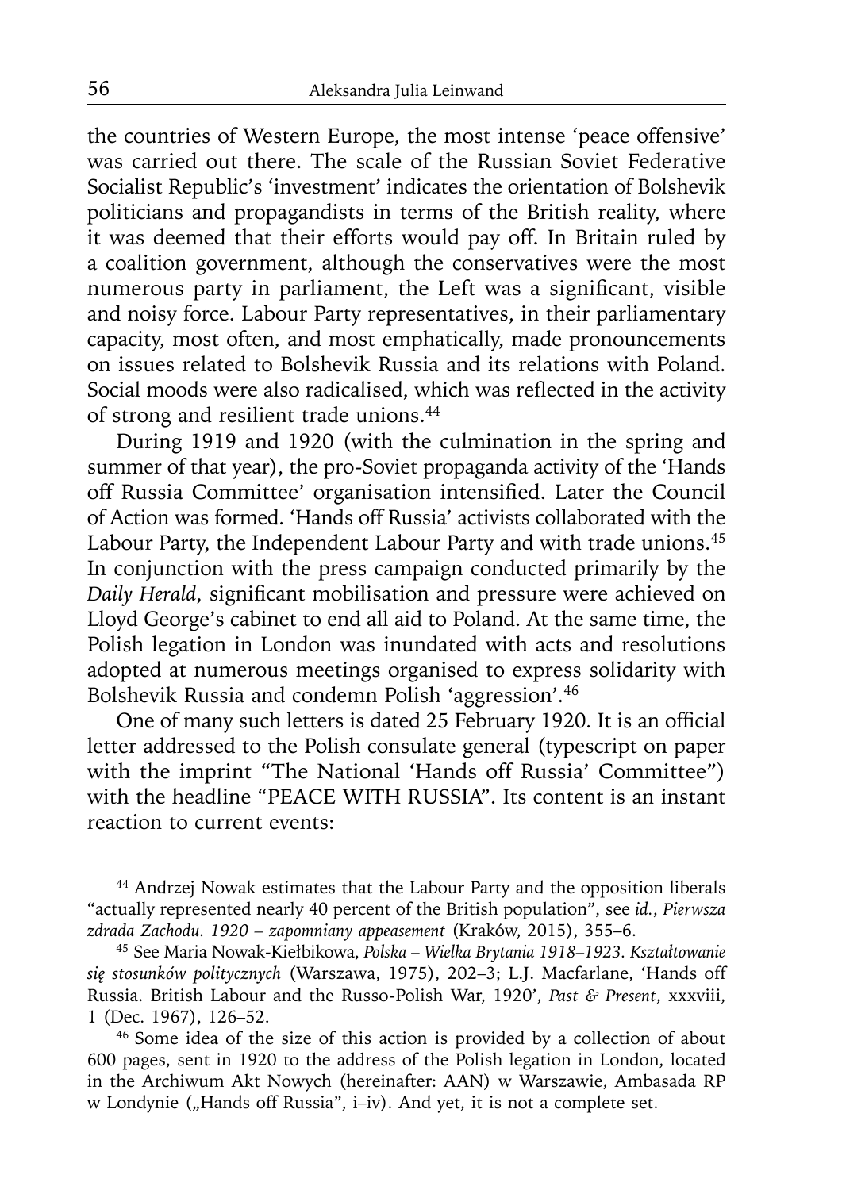the countries of Western Europe, the most intense 'peace offensive' was carried out there. The scale of the Russian Soviet Federative Socialist Republic's 'investment' indicates the orientation of Bolshevik politicians and propagandists in terms of the British reality, where it was deemed that their efforts would pay off. In Britain ruled by a coalition government, although the conservatives were the most numerous party in parliament, the Left was a significant, visible and noisy force. Labour Party representatives, in their parliamentary capacity, most often, and most emphatically, made pronouncements on issues related to Bolshevik Russia and its relations with Poland. Social moods were also radicalised, which was reflected in the activity of strong and resilient trade unions.[44]

During 1919 and 1920 (with the culmination in the spring and summer of that year), the pro-Soviet propaganda activity of the 'Hands off Russia Committee' organisation intensified. Later the Council of Action was formed. 'Hands off Russia' activists collaborated with the Labour Party, the Independent Labour Party and with trade unions.[45] In conjunction with the press campaign conducted primarily by the *Daily Herald*, significant mobilisation and pressure were achieved on Lloyd George's cabinet to end all aid to Poland. At the same time, the Polish legation in London was inundated with acts and resolutions adopted at numerous meetings organised to express solidarity with Bolshevik Russia and condemn Polish 'aggression'.[46]

One of many such letters is dated 25 February 1920. It is an official letter addressed to the Polish consulate general (typescript on paper with the imprint "The National 'Hands off Russia' Committee") with the headline "PEACE WITH RUSSIA". Its content is an instant reaction to current events:

---

[44] Andrzej Nowak estimates that the Labour Party and the opposition liberals "actually represented nearly 40 percent of the British population", see *id.*, *Pierwsza zdrada Zachodu. 1920 – zapomniany appeasement* (Kraków, 2015), 355–6.

[45] See Maria Nowak-Kiełbikowa, *Polska – Wielka Brytania 1918–1923. Kształtowanie się stosunków politycznych* (Warszawa, 1975), 202–3; L.J. Macfarlane, 'Hands off Russia. British Labour and the Russo-Polish War, 1920', *Past & Present*, xxxviii, 1 (Dec. 1967), 126–52.

[46] Some idea of the size of this action is provided by a collection of about 600 pages, sent in 1920 to the address of the Polish legation in London, located in the Archiwum Akt Nowych (hereinafter: AAN) w Warszawie, Ambasada RP w Londynie („Hands off Russia", i–iv). And yet, it is not a complete set.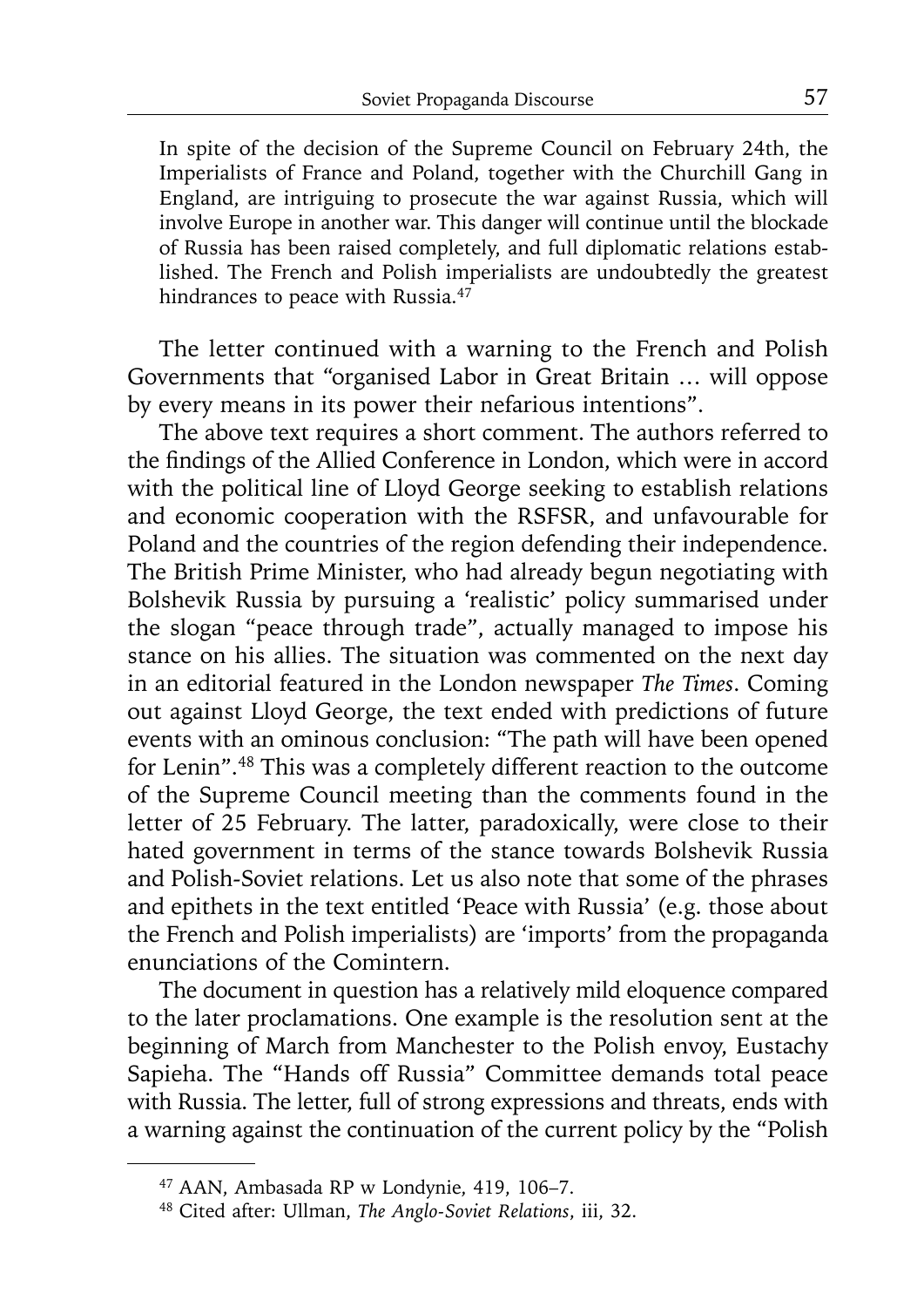> In spite of the decision of the Supreme Council on February 24th, the Imperialists of France and Poland, together with the Churchill Gang in England, are intriguing to prosecute the war against Russia, which will involve Europe in another war. This danger will continue until the blockade of Russia has been raised completely, and full diplomatic relations established. The French and Polish imperialists are undoubtedly the greatest hindrances to peace with Russia.[47]

The letter continued with a warning to the French and Polish Governments that "organised Labor in Great Britain … will oppose by every means in its power their nefarious intentions".

The above text requires a short comment. The authors referred to the findings of the Allied Conference in London, which were in accord with the political line of Lloyd George seeking to establish relations and economic cooperation with the RSFSR, and unfavourable for Poland and the countries of the region defending their independence. The British Prime Minister, who had already begun negotiating with Bolshevik Russia by pursuing a 'realistic' policy summarised under the slogan "peace through trade", actually managed to impose his stance on his allies. The situation was commented on the next day in an editorial featured in the London newspaper *The Times*. Coming out against Lloyd George, the text ended with predictions of future events with an ominous conclusion: "The path will have been opened for Lenin".[48] This was a completely different reaction to the outcome of the Supreme Council meeting than the comments found in the letter of 25 February. The latter, paradoxically, were close to their hated government in terms of the stance towards Bolshevik Russia and Polish-Soviet relations. Let us also note that some of the phrases and epithets in the text entitled 'Peace with Russia' (e.g. those about the French and Polish imperialists) are 'imports' from the propaganda enunciations of the Comintern.

The document in question has a relatively mild eloquence compared to the later proclamations. One example is the resolution sent at the beginning of March from Manchester to the Polish envoy, Eustachy Sapieha. The "Hands off Russia" Committee demands total peace with Russia. The letter, full of strong expressions and threats, ends with a warning against the continuation of the current policy by the "Polish

---

[47] AAN, Ambasada RP w Londynie, 419, 106–7.

[48] Cited after: Ullman, *The Anglo-Soviet Relations*, iii, 32.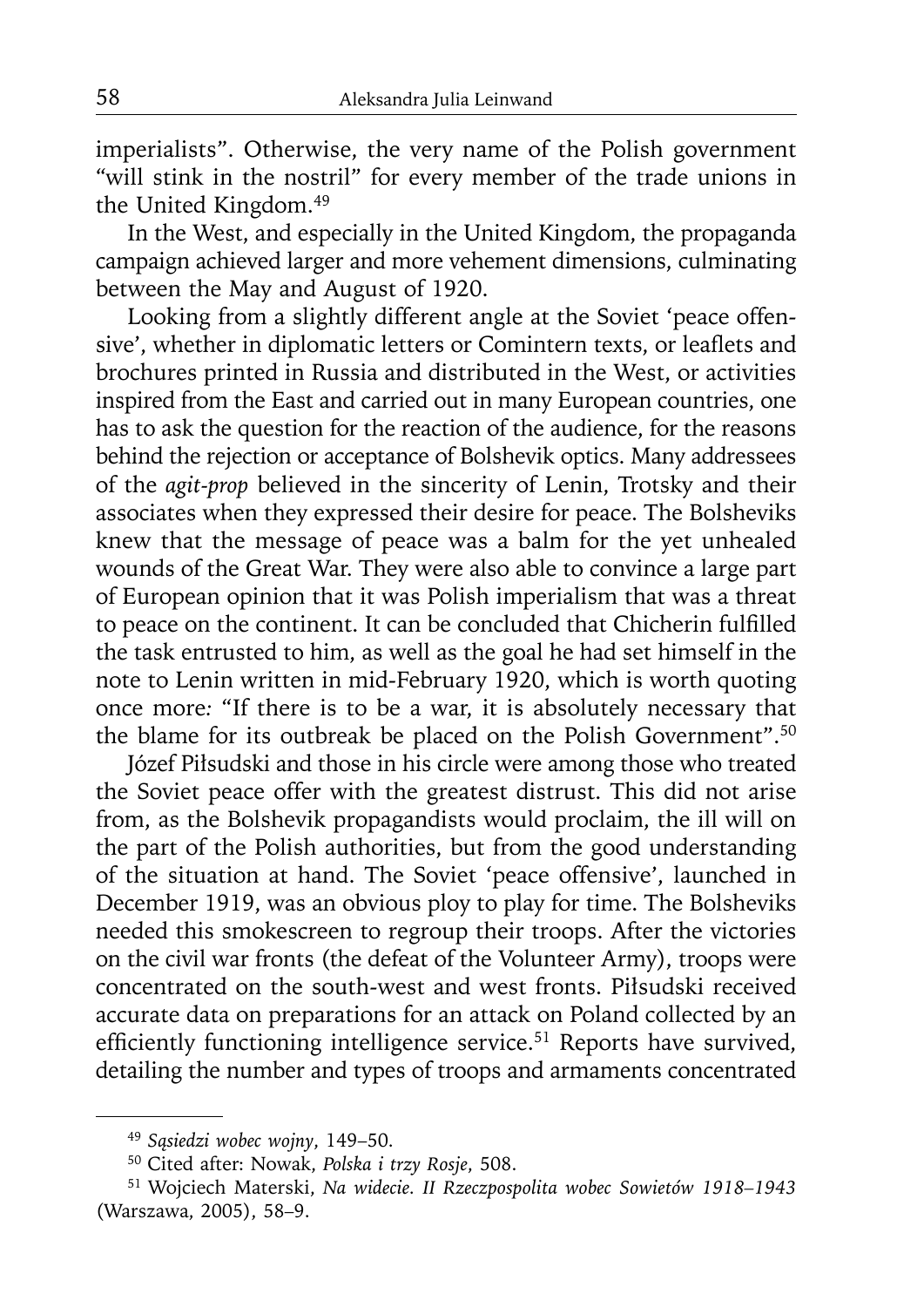imperialists". Otherwise, the very name of the Polish government "will stink in the nostril" for every member of the trade unions in the United Kingdom.[49]

In the West, and especially in the United Kingdom, the propaganda campaign achieved larger and more vehement dimensions, culminating between the May and August of 1920.

Looking from a slightly different angle at the Soviet 'peace offensive', whether in diplomatic letters or Comintern texts, or leaflets and brochures printed in Russia and distributed in the West, or activities inspired from the East and carried out in many European countries, one has to ask the question for the reaction of the audience, for the reasons behind the rejection or acceptance of Bolshevik optics. Many addressees of the *agit-prop* believed in the sincerity of Lenin, Trotsky and their associates when they expressed their desire for peace. The Bolsheviks knew that the message of peace was a balm for the yet unhealed wounds of the Great War. They were also able to convince a large part of European opinion that it was Polish imperialism that was a threat to peace on the continent. It can be concluded that Chicherin fulfilled the task entrusted to him, as well as the goal he had set himself in the note to Lenin written in mid-February 1920, which is worth quoting once more: "If there is to be a war, it is absolutely necessary that the blame for its outbreak be placed on the Polish Government".[50]

Józef Piłsudski and those in his circle were among those who treated the Soviet peace offer with the greatest distrust. This did not arise from, as the Bolshevik propagandists would proclaim, the ill will on the part of the Polish authorities, but from the good understanding of the situation at hand. The Soviet 'peace offensive', launched in December 1919, was an obvious ploy to play for time. The Bolsheviks needed this smokescreen to regroup their troops. After the victories on the civil war fronts (the defeat of the Volunteer Army), troops were concentrated on the south-west and west fronts. Piłsudski received accurate data on preparations for an attack on Poland collected by an efficiently functioning intelligence service.[51] Reports have survived, detailing the number and types of troops and armaments concentrated

---

[49] *Sąsiedzi wobec wojny*, 149–50.

[50] Cited after: Nowak, *Polska i trzy Rosje*, 508.

[51] Wojciech Materski, *Na widecie. II Rzeczpospolita wobec Sowietów 1918–1943* (Warszawa, 2005), 58–9.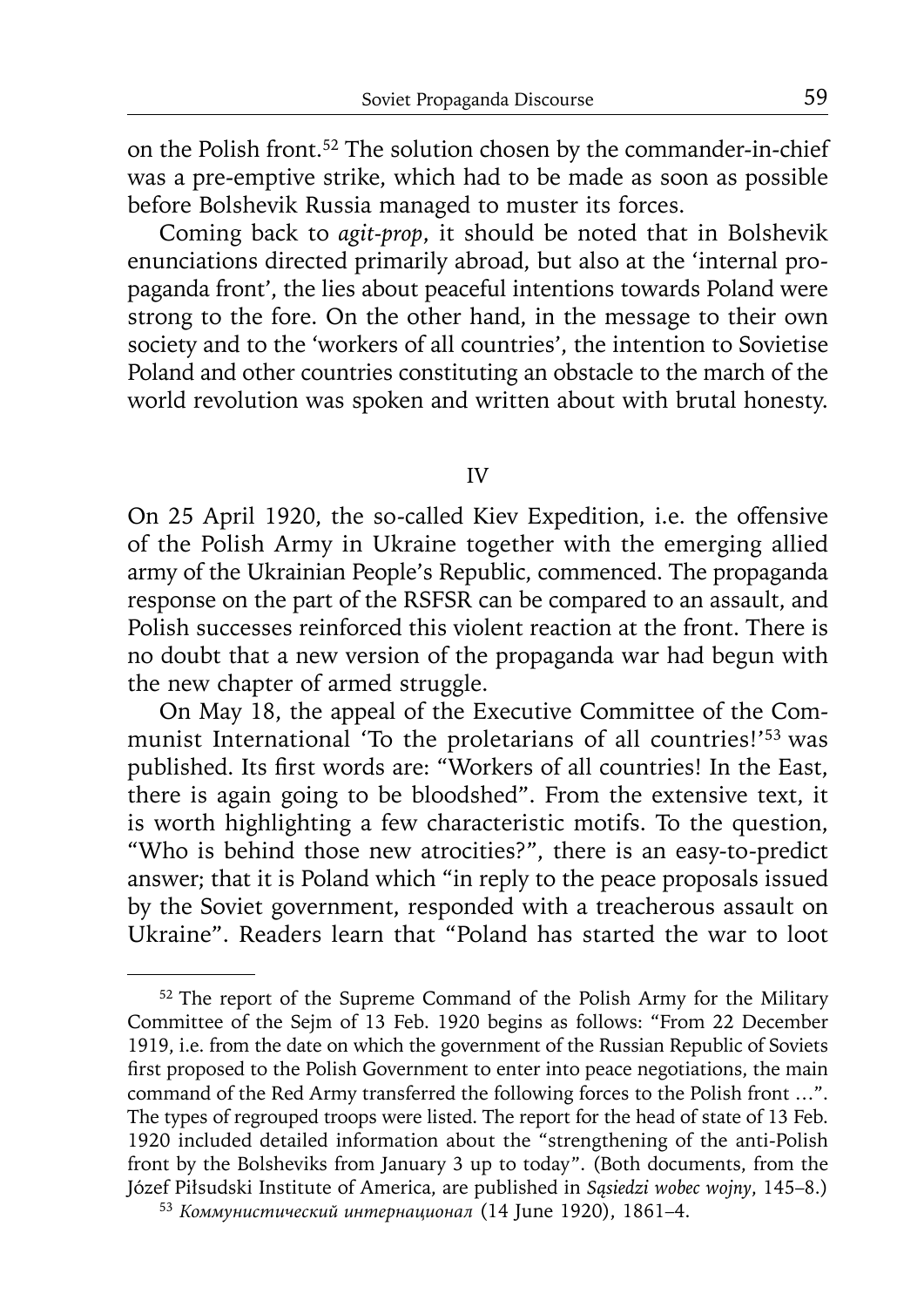on the Polish front.[52] The solution chosen by the commander-in-chief was a pre-emptive strike, which had to be made as soon as possible before Bolshevik Russia managed to muster its forces.

Coming back to *agit-prop*, it should be noted that in Bolshevik enunciations directed primarily abroad, but also at the 'internal propaganda front', the lies about peaceful intentions towards Poland were strong to the fore. On the other hand, in the message to their own society and to the 'workers of all countries', the intention to Sovietise Poland and other countries constituting an obstacle to the march of the world revolution was spoken and written about with brutal honesty.

## IV

On 25 April 1920, the so-called Kiev Expedition, i.e. the offensive of the Polish Army in Ukraine together with the emerging allied army of the Ukrainian People's Republic, commenced. The propaganda response on the part of the RSFSR can be compared to an assault, and Polish successes reinforced this violent reaction at the front. There is no doubt that a new version of the propaganda war had begun with the new chapter of armed struggle.

On May 18, the appeal of the Executive Committee of the Communist International 'To the proletarians of all countries!'[53] was published. Its first words are: "Workers of all countries! In the East, there is again going to be bloodshed". From the extensive text, it is worth highlighting a few characteristic motifs. To the question, "Who is behind those new atrocities?", there is an easy-to-predict answer; that it is Poland which "in reply to the peace proposals issued by the Soviet government, responded with a treacherous assault on Ukraine". Readers learn that "Poland has started the war to loot

---

[52] The report of the Supreme Command of the Polish Army for the Military Committee of the Sejm of 13 Feb. 1920 begins as follows: "From 22 December 1919, i.e. from the date on which the government of the Russian Republic of Soviets first proposed to the Polish Government to enter into peace negotiations, the main command of the Red Army transferred the following forces to the Polish front …". The types of regrouped troops were listed. The report for the head of state of 13 Feb. 1920 included detailed information about the "strengthening of the anti-Polish front by the Bolsheviks from January 3 up to today". (Both documents, from the Józef Piłsudski Institute of America, are published in *Sąsiedzi wobec wojny*, 145–8.)

[53] *Коммунистический интернационал* (14 June 1920), 1861–4.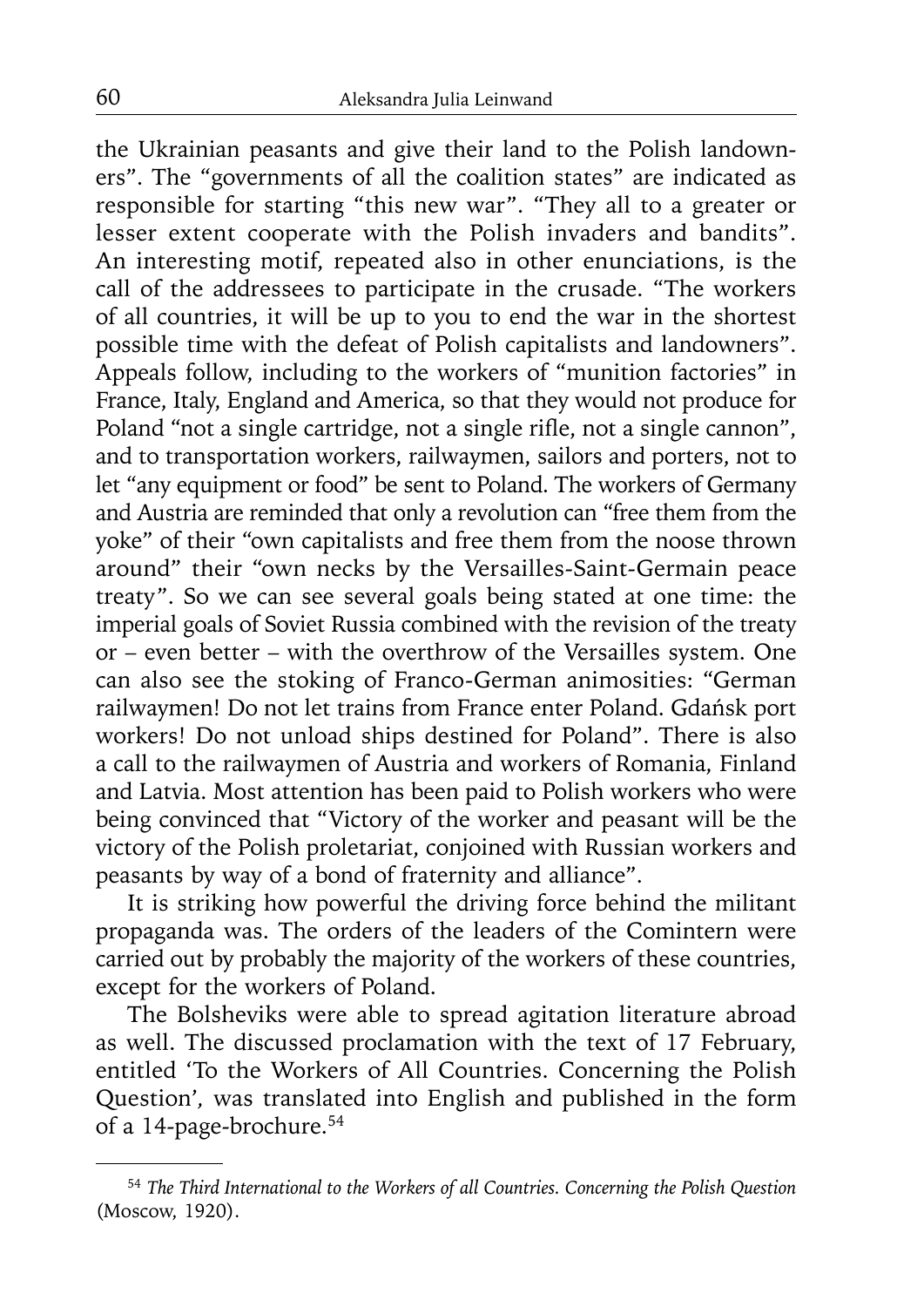the Ukrainian peasants and give their land to the Polish landowners". The "governments of all the coalition states" are indicated as responsible for starting "this new war". "They all to a greater or lesser extent cooperate with the Polish invaders and bandits". An interesting motif, repeated also in other enunciations, is the call of the addressees to participate in the crusade. "The workers of all countries, it will be up to you to end the war in the shortest possible time with the defeat of Polish capitalists and landowners". Appeals follow, including to the workers of "munition factories" in France, Italy, England and America, so that they would not produce for Poland "not a single cartridge, not a single rifle, not a single cannon", and to transportation workers, railwaymen, sailors and porters, not to let "any equipment or food" be sent to Poland. The workers of Germany and Austria are reminded that only a revolution can "free them from the yoke" of their "own capitalists and free them from the noose thrown around" their "own necks by the Versailles-Saint-Germain peace treaty". So we can see several goals being stated at one time: the imperial goals of Soviet Russia combined with the revision of the treaty or – even better – with the overthrow of the Versailles system. One can also see the stoking of Franco-German animosities: "German railwaymen! Do not let trains from France enter Poland. Gdańsk port workers! Do not unload ships destined for Poland". There is also a call to the railwaymen of Austria and workers of Romania, Finland and Latvia. Most attention has been paid to Polish workers who were being convinced that "Victory of the worker and peasant will be the victory of the Polish proletariat, conjoined with Russian workers and peasants by way of a bond of fraternity and alliance".

It is striking how powerful the driving force behind the militant propaganda was. The orders of the leaders of the Comintern were carried out by probably the majority of the workers of these countries, except for the workers of Poland.

The Bolsheviks were able to spread agitation literature abroad as well. The discussed proclamation with the text of 17 February, entitled 'To the Workers of All Countries. Concerning the Polish Question', was translated into English and published in the form of a 14-page-brochure.[54]

---

[54] *The Third International to the Workers of all Countries. Concerning the Polish Question* (Moscow, 1920).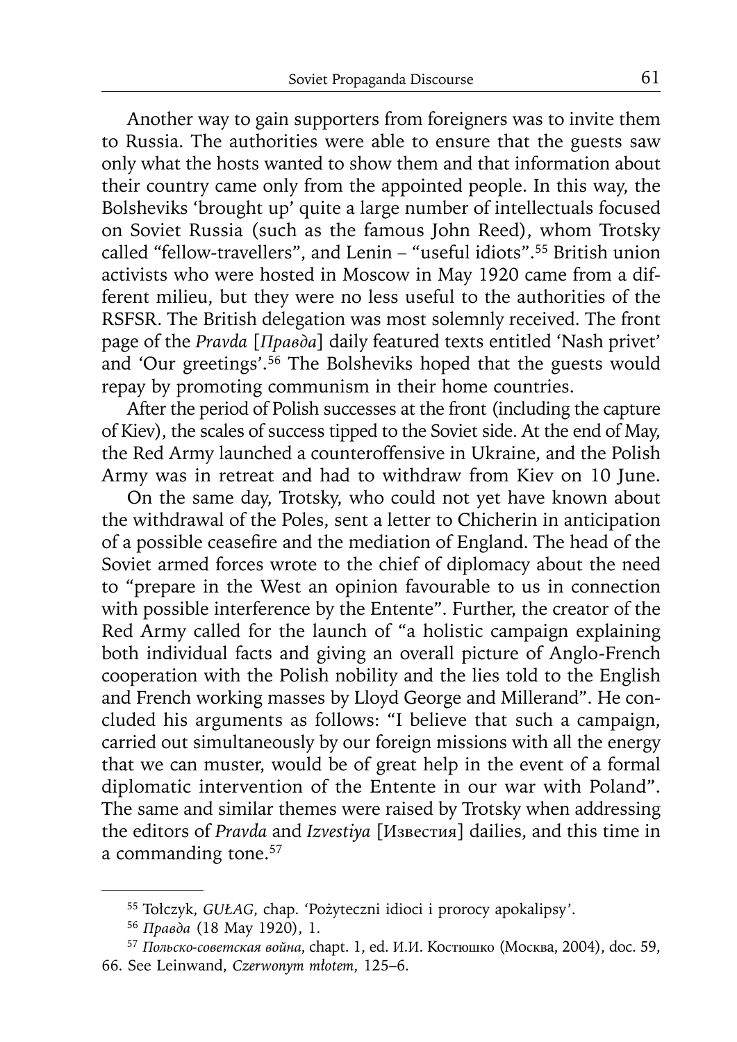Another way to gain supporters from foreigners was to invite them to Russia. The authorities were able to ensure that the guests saw only what the hosts wanted to show them and that information about their country came only from the appointed people. In this way, the Bolsheviks 'brought up' quite a large number of intellectuals focused on Soviet Russia (such as the famous John Reed), whom Trotsky called "fellow-travellers", and Lenin – "useful idiots".[55] British union activists who were hosted in Moscow in May 1920 came from a different milieu, but they were no less useful to the authorities of the RSFSR. The British delegation was most solemnly received. The front page of the *Pravda* [*Правда*] daily featured texts entitled 'Nash privet' and 'Our greetings'.[56] The Bolsheviks hoped that the guests would repay by promoting communism in their home countries.

After the period of Polish successes at the front (including the capture of Kiev), the scales of success tipped to the Soviet side. At the end of May, the Red Army launched a counteroffensive in Ukraine, and the Polish Army was in retreat and had to withdraw from Kiev on 10 June.

On the same day, Trotsky, who could not yet have known about the withdrawal of the Poles, sent a letter to Chicherin in anticipation of a possible ceasefire and the mediation of England. The head of the Soviet armed forces wrote to the chief of diplomacy about the need to "prepare in the West an opinion favourable to us in connection with possible interference by the Entente". Further, the creator of the Red Army called for the launch of "a holistic campaign explaining both individual facts and giving an overall picture of Anglo-French cooperation with the Polish nobility and the lies told to the English and French working masses by Lloyd George and Millerand". He concluded his arguments as follows: "I believe that such a campaign, carried out simultaneously by our foreign missions with all the energy that we can muster, would be of great help in the event of a formal diplomatic intervention of the Entente in our war with Poland". The same and similar themes were raised by Trotsky when addressing the editors of *Pravda* and *Izvestiya* [Известия] dailies, and this time in a commanding tone.[57]

---

[55] Tołczyk, *GUŁAG*, chap. 'Pożyteczni idioci i prorocy apokalipsy'.

[56] *Правда* (18 May 1920), 1.

[57] *Польско-советская война*, chapt. 1, ed. И.И. Костюшко (Москва, 2004), doc. 59, 66. See Leinwand, *Czerwonym młotem*, 125–6.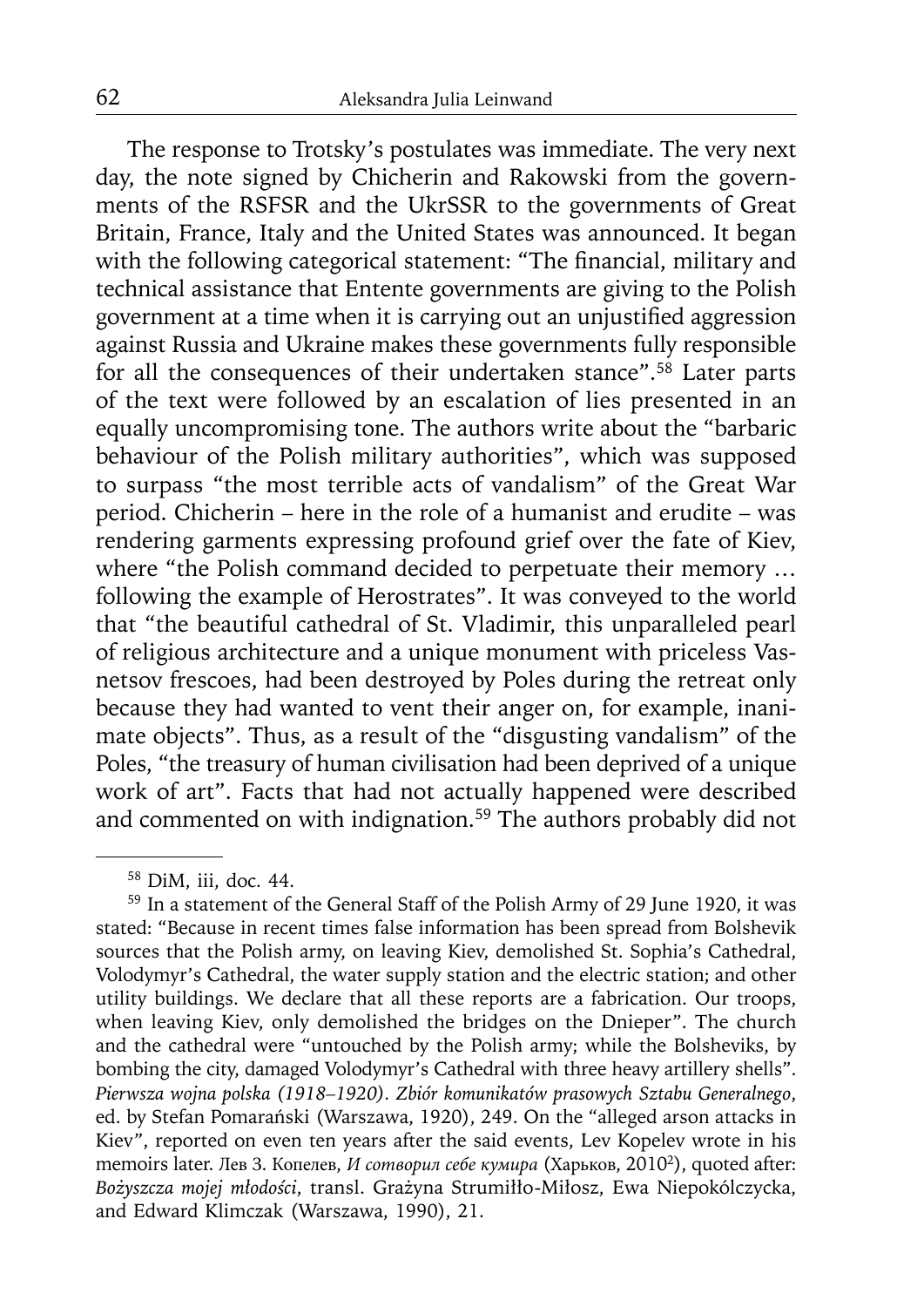The response to Trotsky's postulates was immediate. The very next day, the note signed by Chicherin and Rakowski from the governments of the RSFSR and the UkrSSR to the governments of Great Britain, France, Italy and the United States was announced. It began with the following categorical statement: "The financial, military and technical assistance that Entente governments are giving to the Polish government at a time when it is carrying out an unjustified aggression against Russia and Ukraine makes these governments fully responsible for all the consequences of their undertaken stance".[58] Later parts of the text were followed by an escalation of lies presented in an equally uncompromising tone. The authors write about the "barbaric behaviour of the Polish military authorities", which was supposed to surpass "the most terrible acts of vandalism" of the Great War period. Chicherin – here in the role of a humanist and erudite – was rendering garments expressing profound grief over the fate of Kiev, where "the Polish command decided to perpetuate their memory … following the example of Herostrates". It was conveyed to the world that "the beautiful cathedral of St. Vladimir, this unparalleled pearl of religious architecture and a unique monument with priceless Vasnetsov frescoes, had been destroyed by Poles during the retreat only because they had wanted to vent their anger on, for example, inanimate objects". Thus, as a result of the "disgusting vandalism" of the Poles, "the treasury of human civilisation had been deprived of a unique work of art". Facts that had not actually happened were described and commented on with indignation.[59] The authors probably did not

---

[58] DiM, iii, doc. 44.

[59] In a statement of the General Staff of the Polish Army of 29 June 1920, it was stated: "Because in recent times false information has been spread from Bolshevik sources that the Polish army, on leaving Kiev, demolished St. Sophia's Cathedral, Volodymyr's Cathedral, the water supply station and the electric station; and other utility buildings. We declare that all these reports are a fabrication. Our troops, when leaving Kiev, only demolished the bridges on the Dnieper". The church and the cathedral were "untouched by the Polish army; while the Bolsheviks, by bombing the city, damaged Volodymyr's Cathedral with three heavy artillery shells". *Pierwsza wojna polska (1918–1920). Zbiór komunikatów prasowych Sztabu Generalnego*, ed. by Stefan Pomarański (Warszawa, 1920), 249. On the "alleged arson attacks in Kiev", reported on even ten years after the said events, Lev Kopelev wrote in his memoirs later. Лев З. Копелев, *И сотворил себе кумира* (Харьков, 2010[2]), quoted after: *Bożyszcza mojej młodości*, transl. Grażyna Strumiłło-Miłosz, Ewa Niepokólczycka, and Edward Klimczak (Warszawa, 1990), 21.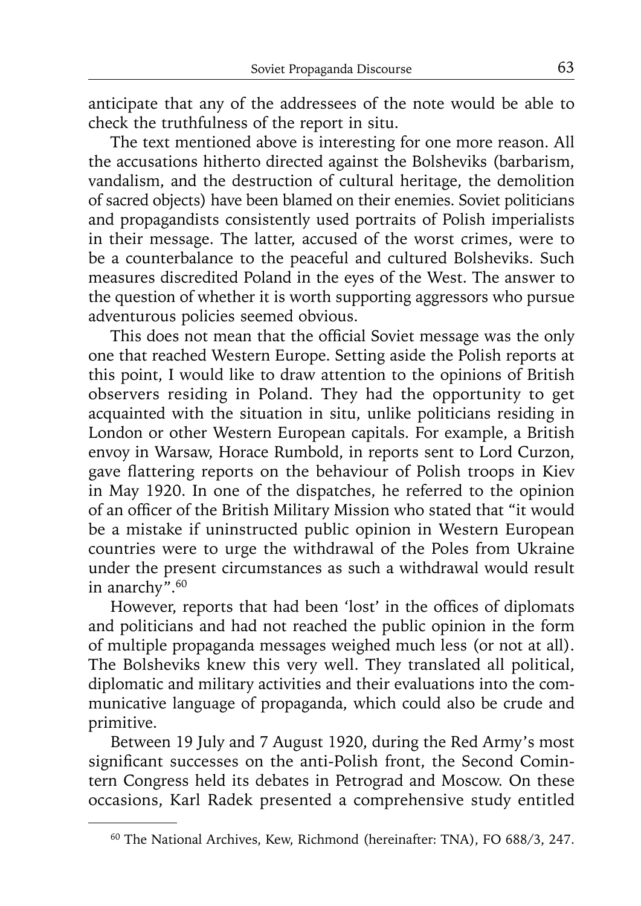anticipate that any of the addressees of the note would be able to check the truthfulness of the report in situ.

The text mentioned above is interesting for one more reason. All the accusations hitherto directed against the Bolsheviks (barbarism, vandalism, and the destruction of cultural heritage, the demolition of sacred objects) have been blamed on their enemies. Soviet politicians and propagandists consistently used portraits of Polish imperialists in their message. The latter, accused of the worst crimes, were to be a counterbalance to the peaceful and cultured Bolsheviks. Such measures discredited Poland in the eyes of the West. The answer to the question of whether it is worth supporting aggressors who pursue adventurous policies seemed obvious.

This does not mean that the official Soviet message was the only one that reached Western Europe. Setting aside the Polish reports at this point, I would like to draw attention to the opinions of British observers residing in Poland. They had the opportunity to get acquainted with the situation in situ, unlike politicians residing in London or other Western European capitals. For example, a British envoy in Warsaw, Horace Rumbold, in reports sent to Lord Curzon, gave flattering reports on the behaviour of Polish troops in Kiev in May 1920. In one of the dispatches, he referred to the opinion of an officer of the British Military Mission who stated that "it would be a mistake if uninstructed public opinion in Western European countries were to urge the withdrawal of the Poles from Ukraine under the present circumstances as such a withdrawal would result in anarchy".[60]

However, reports that had been 'lost' in the offices of diplomats and politicians and had not reached the public opinion in the form of multiple propaganda messages weighed much less (or not at all). The Bolsheviks knew this very well. They translated all political, diplomatic and military activities and their evaluations into the communicative language of propaganda, which could also be crude and primitive.

Between 19 July and 7 August 1920, during the Red Army's most significant successes on the anti-Polish front, the Second Comintern Congress held its debates in Petrograd and Moscow. On these occasions, Karl Radek presented a comprehensive study entitled

[60] The National Archives, Kew, Richmond (hereinafter: TNA), FO 688/3, 247.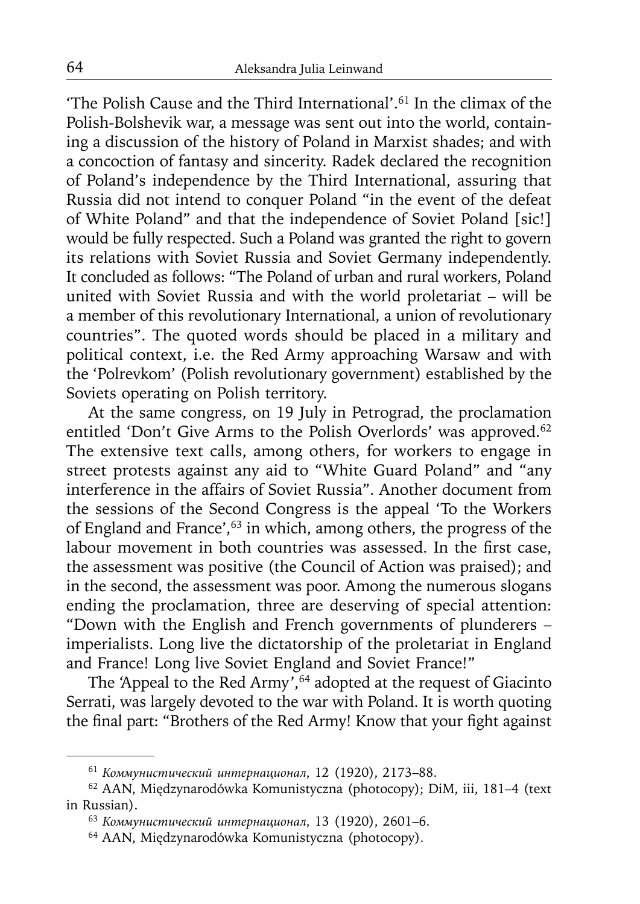'The Polish Cause and the Third International'.[61] In the climax of the Polish-Bolshevik war, a message was sent out into the world, containing a discussion of the history of Poland in Marxist shades; and with a concoction of fantasy and sincerity. Radek declared the recognition of Poland's independence by the Third International, assuring that Russia did not intend to conquer Poland "in the event of the defeat of White Poland" and that the independence of Soviet Poland [sic!] would be fully respected. Such a Poland was granted the right to govern its relations with Soviet Russia and Soviet Germany independently. It concluded as follows: "The Poland of urban and rural workers, Poland united with Soviet Russia and with the world proletariat – will be a member of this revolutionary International, a union of revolutionary countries". The quoted words should be placed in a military and political context, i.e. the Red Army approaching Warsaw and with the 'Polrevkom' (Polish revolutionary government) established by the Soviets operating on Polish territory.

At the same congress, on 19 July in Petrograd, the proclamation entitled 'Don't Give Arms to the Polish Overlords' was approved.[62] The extensive text calls, among others, for workers to engage in street protests against any aid to "White Guard Poland" and "any interference in the affairs of Soviet Russia". Another document from the sessions of the Second Congress is the appeal 'To the Workers of England and France',[63] in which, among others, the progress of the labour movement in both countries was assessed. In the first case, the assessment was positive (the Council of Action was praised); and in the second, the assessment was poor. Among the numerous slogans ending the proclamation, three are deserving of special attention: "Down with the English and French governments of plunderers – imperialists. Long live the dictatorship of the proletariat in England and France! Long live Soviet England and Soviet France!"

The 'Appeal to the Red Army',[64] adopted at the request of Giacinto Serrati, was largely devoted to the war with Poland. It is worth quoting the final part: "Brothers of the Red Army! Know that your fight against

---

[61] *Коммунистический интернационал*, 12 (1920), 2173–88.

[62] AAN, Międzynarodówka Komunistyczna (photocopy); DiM, iii, 181–4 (text in Russian).

[63] *Коммунистический интернационал*, 13 (1920), 2601–6.

[64] AAN, Międzynarodówka Komunistyczna (photocopy).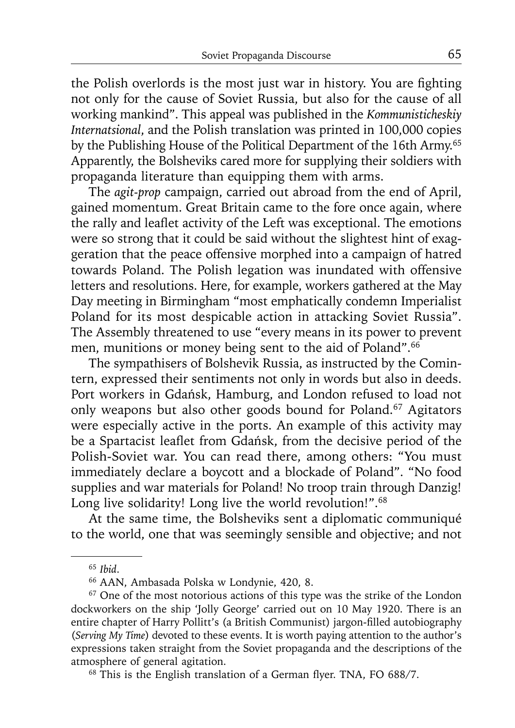the Polish overlords is the most just war in history. You are fighting not only for the cause of Soviet Russia, but also for the cause of all working mankind". This appeal was published in the *Kommunisticheskiy Internatsional*, and the Polish translation was printed in 100,000 copies by the Publishing House of the Political Department of the 16th Army.[65] Apparently, the Bolsheviks cared more for supplying their soldiers with propaganda literature than equipping them with arms.

The *agit-prop* campaign, carried out abroad from the end of April, gained momentum. Great Britain came to the fore once again, where the rally and leaflet activity of the Left was exceptional. The emotions were so strong that it could be said without the slightest hint of exaggeration that the peace offensive morphed into a campaign of hatred towards Poland. The Polish legation was inundated with offensive letters and resolutions. Here, for example, workers gathered at the May Day meeting in Birmingham "most emphatically condemn Imperialist Poland for its most despicable action in attacking Soviet Russia". The Assembly threatened to use "every means in its power to prevent men, munitions or money being sent to the aid of Poland".[66]

The sympathisers of Bolshevik Russia, as instructed by the Comintern, expressed their sentiments not only in words but also in deeds. Port workers in Gdańsk, Hamburg, and London refused to load not only weapons but also other goods bound for Poland.[67] Agitators were especially active in the ports. An example of this activity may be a Spartacist leaflet from Gdańsk, from the decisive period of the Polish-Soviet war. You can read there, among others: "You must immediately declare a boycott and a blockade of Poland". "No food supplies and war materials for Poland! No troop train through Danzig! Long live solidarity! Long live the world revolution!".[68]

At the same time, the Bolsheviks sent a diplomatic communiqué to the world, one that was seemingly sensible and objective; and not

---

[65] *Ibid*.

[66] AAN, Ambasada Polska w Londynie, 420, 8.

[67] One of the most notorious actions of this type was the strike of the London dockworkers on the ship 'Jolly George' carried out on 10 May 1920. There is an entire chapter of Harry Pollitt's (a British Communist) jargon-filled autobiography (*Serving My Time*) devoted to these events. It is worth paying attention to the author's expressions taken straight from the Soviet propaganda and the descriptions of the atmosphere of general agitation.

[68] This is the English translation of a German flyer. TNA, FO 688/7.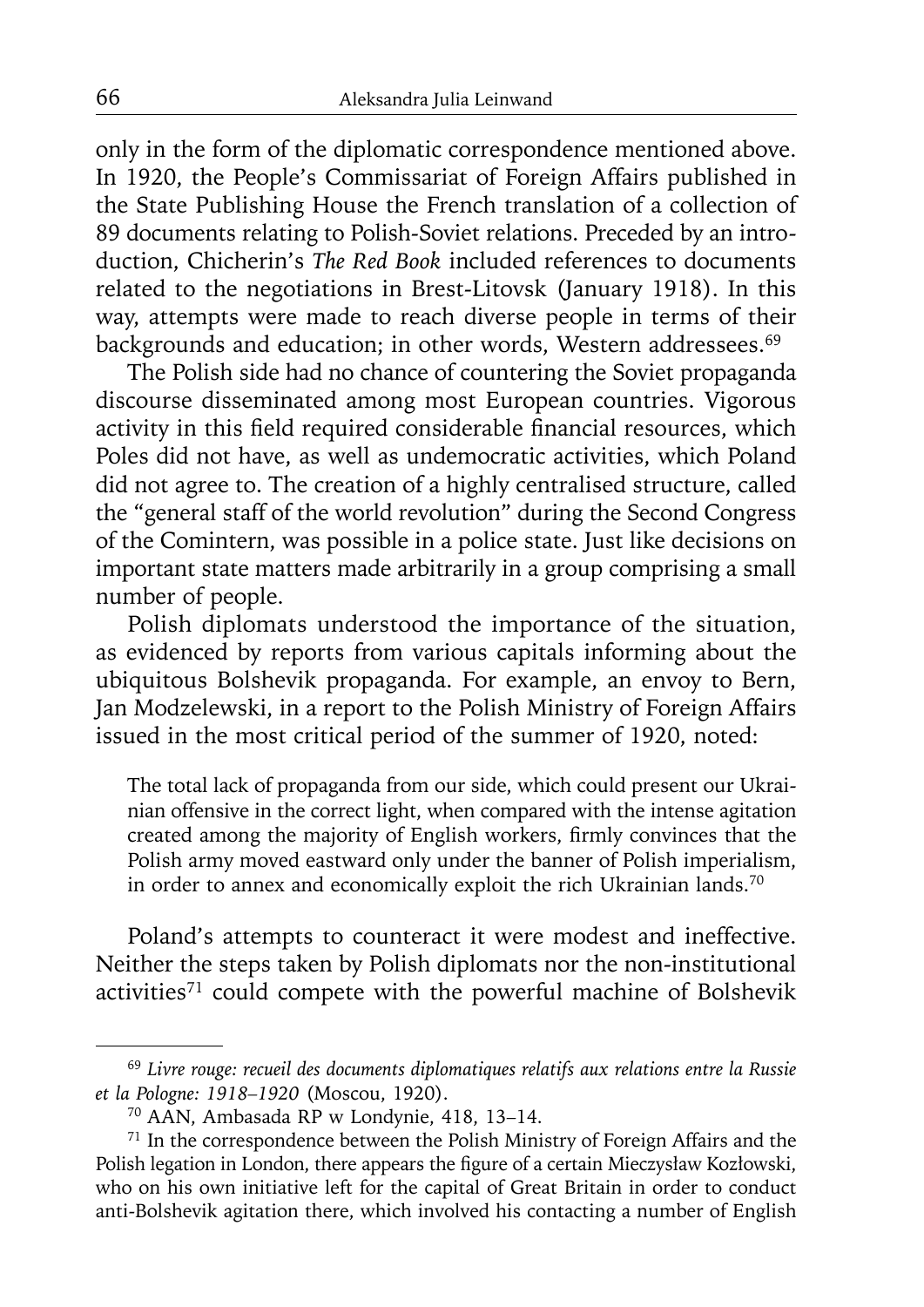only in the form of the diplomatic correspondence mentioned above. In 1920, the People's Commissariat of Foreign Affairs published in the State Publishing House the French translation of a collection of 89 documents relating to Polish-Soviet relations. Preceded by an introduction, Chicherin's *The Red Book* included references to documents related to the negotiations in Brest-Litovsk (January 1918). In this way, attempts were made to reach diverse people in terms of their backgrounds and education; in other words, Western addressees.[69]

The Polish side had no chance of countering the Soviet propaganda discourse disseminated among most European countries. Vigorous activity in this field required considerable financial resources, which Poles did not have, as well as undemocratic activities, which Poland did not agree to. The creation of a highly centralised structure, called the "general staff of the world revolution" during the Second Congress of the Comintern, was possible in a police state. Just like decisions on important state matters made arbitrarily in a group comprising a small number of people.

Polish diplomats understood the importance of the situation, as evidenced by reports from various capitals informing about the ubiquitous Bolshevik propaganda. For example, an envoy to Bern, Jan Modzelewski, in a report to the Polish Ministry of Foreign Affairs issued in the most critical period of the summer of 1920, noted:

> The total lack of propaganda from our side, which could present our Ukrainian offensive in the correct light, when compared with the intense agitation created among the majority of English workers, firmly convinces that the Polish army moved eastward only under the banner of Polish imperialism, in order to annex and economically exploit the rich Ukrainian lands.[70]

Poland's attempts to counteract it were modest and ineffective. Neither the steps taken by Polish diplomats nor the non-institutional activities[71] could compete with the powerful machine of Bolshevik

---

[69] *Livre rouge: recueil des documents diplomatiques relatifs aux relations entre la Russie et la Pologne: 1918–1920* (Moscou, 1920).

[70] AAN, Ambasada RP w Londynie, 418, 13–14.

[71] In the correspondence between the Polish Ministry of Foreign Affairs and the Polish legation in London, there appears the figure of a certain Mieczysław Kozłowski, who on his own initiative left for the capital of Great Britain in order to conduct anti-Bolshevik agitation there, which involved his contacting a number of English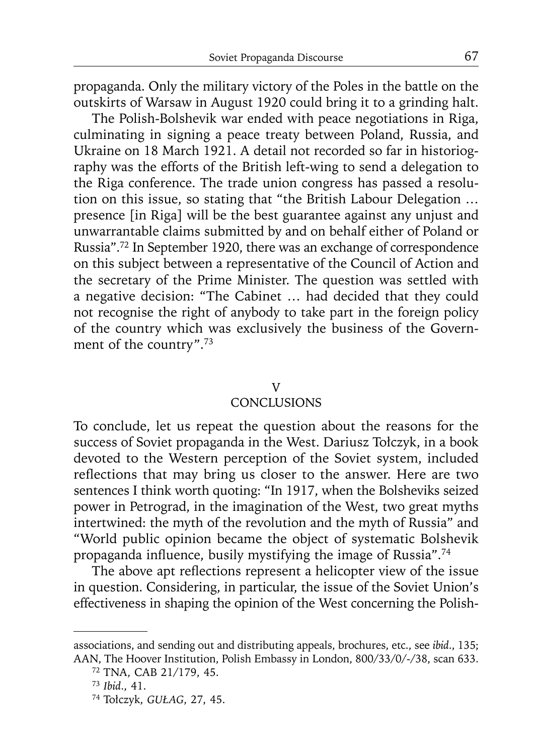propaganda. Only the military victory of the Poles in the battle on the outskirts of Warsaw in August 1920 could bring it to a grinding halt.

The Polish-Bolshevik war ended with peace negotiations in Riga, culminating in signing a peace treaty between Poland, Russia, and Ukraine on 18 March 1921. A detail not recorded so far in historiography was the efforts of the British left-wing to send a delegation to the Riga conference. The trade union congress has passed a resolution on this issue, so stating that "the British Labour Delegation … presence [in Riga] will be the best guarantee against any unjust and unwarrantable claims submitted by and on behalf either of Poland or Russia".[72] In September 1920, there was an exchange of correspondence on this subject between a representative of the Council of Action and the secretary of the Prime Minister. The question was settled with a negative decision: "The Cabinet … had decided that they could not recognise the right of anybody to take part in the foreign policy of the country which was exclusively the business of the Government of the country".[73]

## V
## CONCLUSIONS

To conclude, let us repeat the question about the reasons for the success of Soviet propaganda in the West. Dariusz Tołczyk, in a book devoted to the Western perception of the Soviet system, included reflections that may bring us closer to the answer. Here are two sentences I think worth quoting: "In 1917, when the Bolsheviks seized power in Petrograd, in the imagination of the West, two great myths intertwined: the myth of the revolution and the myth of Russia" and "World public opinion became the object of systematic Bolshevik propaganda influence, busily mystifying the image of Russia".[74]

The above apt reflections represent a helicopter view of the issue in question. Considering, in particular, the issue of the Soviet Union's effectiveness in shaping the opinion of the West concerning the Polish-

---

associations, and sending out and distributing appeals, brochures, etc., see *ibid.*, 135; AAN, The Hoover Institution, Polish Embassy in London, 800/33/0/-/38, scan 633.

[72] TNA, CAB 21/179, 45.

[73] *Ibid.*, 41.

[74] Tołczyk, *GUŁAG*, 27, 45.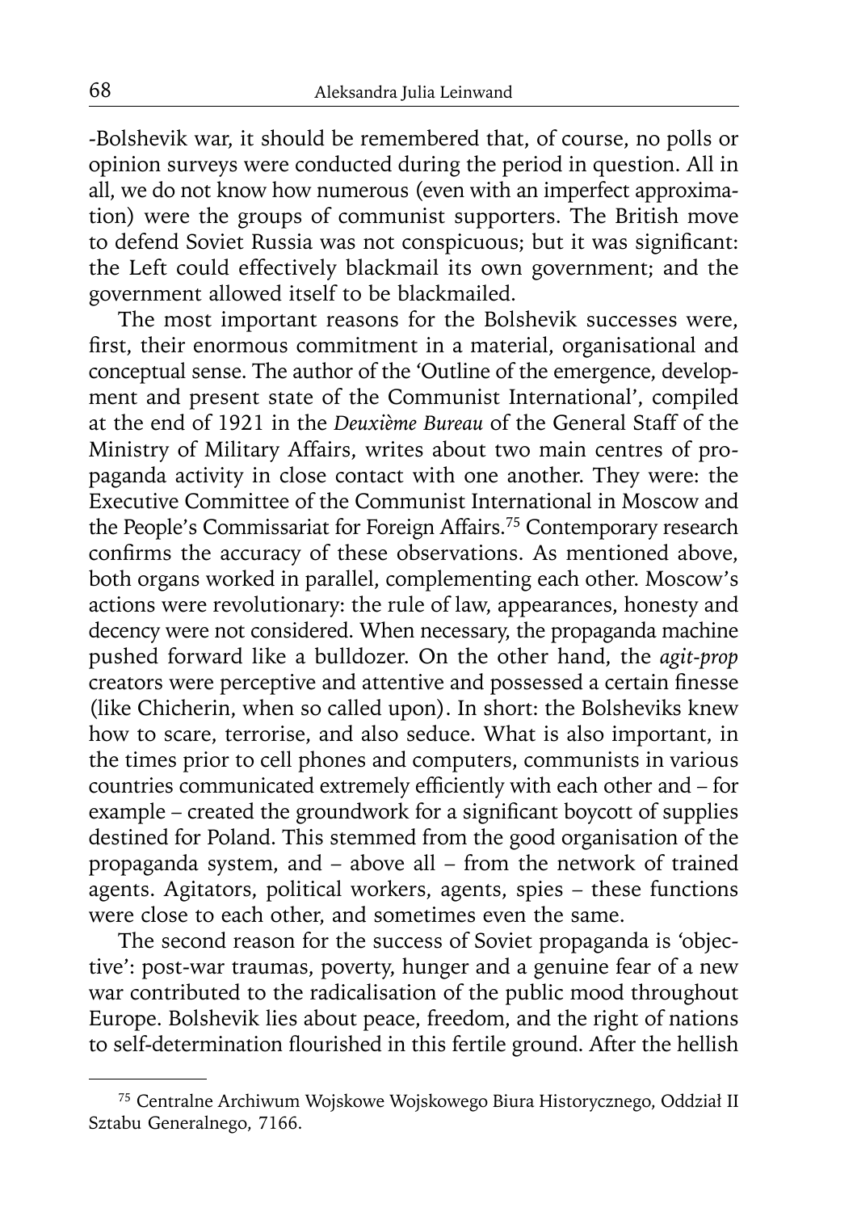-Bolshevik war, it should be remembered that, of course, no polls or opinion surveys were conducted during the period in question. All in all, we do not know how numerous (even with an imperfect approximation) were the groups of communist supporters. The British move to defend Soviet Russia was not conspicuous; but it was significant: the Left could effectively blackmail its own government; and the government allowed itself to be blackmailed.

The most important reasons for the Bolshevik successes were, first, their enormous commitment in a material, organisational and conceptual sense. The author of the 'Outline of the emergence, development and present state of the Communist International', compiled at the end of 1921 in the *Deuxième Bureau* of the General Staff of the Ministry of Military Affairs, writes about two main centres of propaganda activity in close contact with one another. They were: the Executive Committee of the Communist International in Moscow and the People's Commissariat for Foreign Affairs.[75] Contemporary research confirms the accuracy of these observations. As mentioned above, both organs worked in parallel, complementing each other. Moscow's actions were revolutionary: the rule of law, appearances, honesty and decency were not considered. When necessary, the propaganda machine pushed forward like a bulldozer. On the other hand, the *agit-prop* creators were perceptive and attentive and possessed a certain finesse (like Chicherin, when so called upon). In short: the Bolsheviks knew how to scare, terrorise, and also seduce. What is also important, in the times prior to cell phones and computers, communists in various countries communicated extremely efficiently with each other and – for example – created the groundwork for a significant boycott of supplies destined for Poland. This stemmed from the good organisation of the propaganda system, and – above all – from the network of trained agents. Agitators, political workers, agents, spies – these functions were close to each other, and sometimes even the same.

The second reason for the success of Soviet propaganda is 'objective': post-war traumas, poverty, hunger and a genuine fear of a new war contributed to the radicalisation of the public mood throughout Europe. Bolshevik lies about peace, freedom, and the right of nations to self-determination flourished in this fertile ground. After the hellish

[75] Centralne Archiwum Wojskowe Wojskowego Biura Historycznego, Oddział II Sztabu Generalnego, 7166.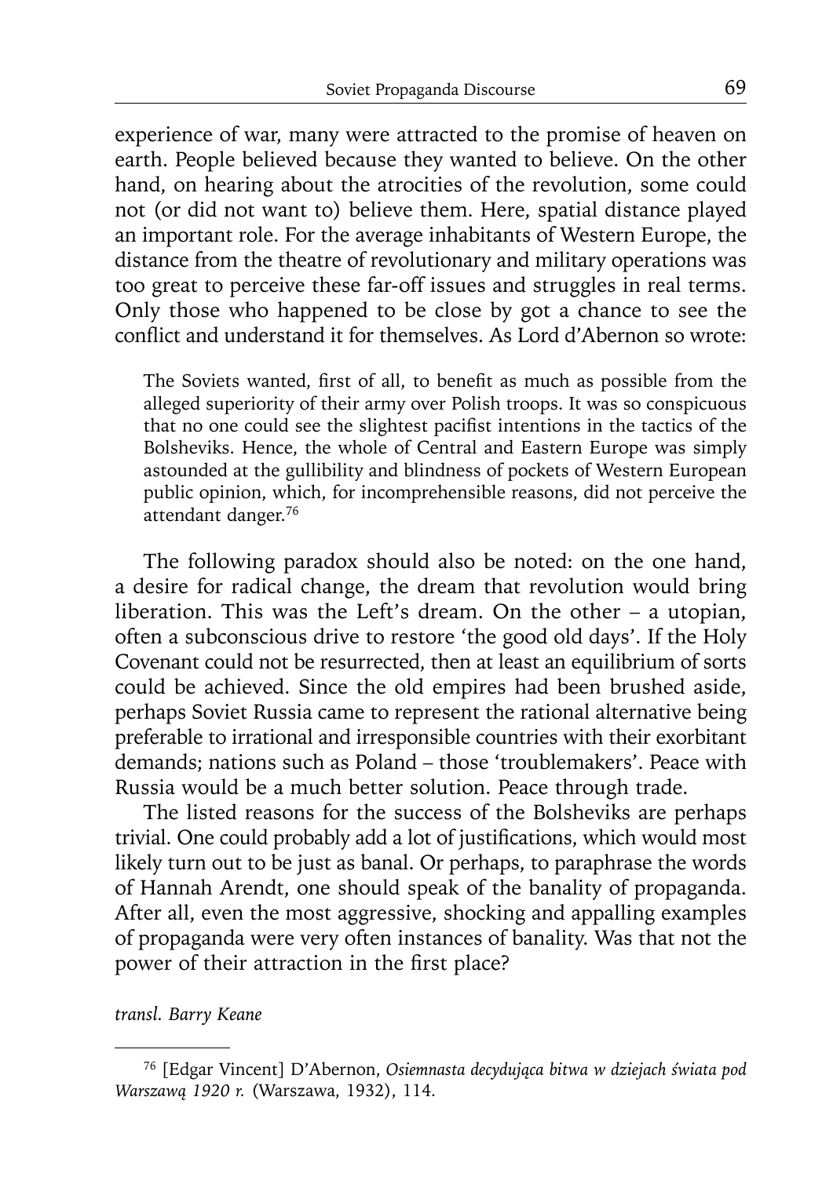experience of war, many were attracted to the promise of heaven on earth. People believed because they wanted to believe. On the other hand, on hearing about the atrocities of the revolution, some could not (or did not want to) believe them. Here, spatial distance played an important role. For the average inhabitants of Western Europe, the distance from the theatre of revolutionary and military operations was too great to perceive these far-off issues and struggles in real terms. Only those who happened to be close by got a chance to see the conflict and understand it for themselves. As Lord d'Abernon so wrote:

> The Soviets wanted, first of all, to benefit as much as possible from the alleged superiority of their army over Polish troops. It was so conspicuous that no one could see the slightest pacifist intentions in the tactics of the Bolsheviks. Hence, the whole of Central and Eastern Europe was simply astounded at the gullibility and blindness of pockets of Western European public opinion, which, for incomprehensible reasons, did not perceive the attendant danger.[76]

The following paradox should also be noted: on the one hand, a desire for radical change, the dream that revolution would bring liberation. This was the Left's dream. On the other – a utopian, often a subconscious drive to restore 'the good old days'. If the Holy Covenant could not be resurrected, then at least an equilibrium of sorts could be achieved. Since the old empires had been brushed aside, perhaps Soviet Russia came to represent the rational alternative being preferable to irrational and irresponsible countries with their exorbitant demands; nations such as Poland – those 'troublemakers'. Peace with Russia would be a much better solution. Peace through trade.

The listed reasons for the success of the Bolsheviks are perhaps trivial. One could probably add a lot of justifications, which would most likely turn out to be just as banal. Or perhaps, to paraphrase the words of Hannah Arendt, one should speak of the banality of propaganda. After all, even the most aggressive, shocking and appalling examples of propaganda were very often instances of banality. Was that not the power of their attraction in the first place?

*transl. Barry Keane*

---

[76] [Edgar Vincent] D'Abernon, *Osiemnasta decydująca bitwa w dziejach świata pod Warszawą 1920 r.* (Warszawa, 1932), 114.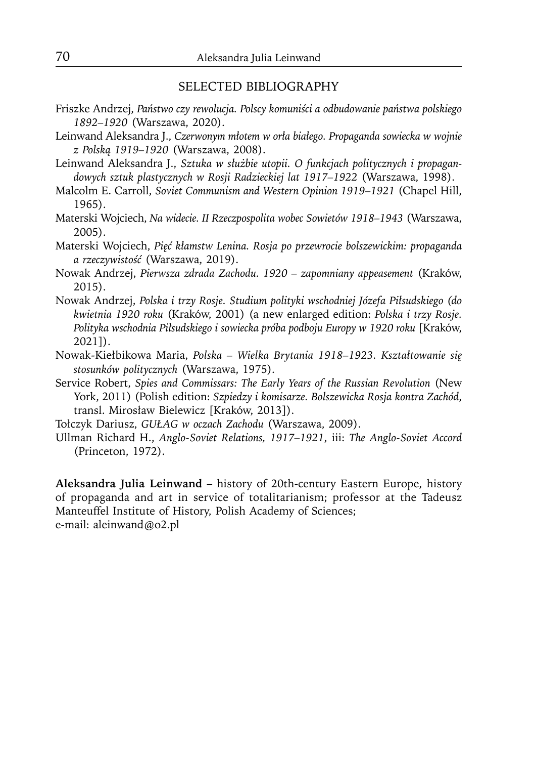## SELECTED BIBLIOGRAPHY

Friszke Andrzej, *Państwo czy rewolucja. Polscy komuniści a odbudowanie państwa polskiego 1892–1920* (Warszawa, 2020).

Leinwand Aleksandra J., *Czerwonym młotem w orła białego. Propaganda sowiecka w wojnie z Polską 1919–1920* (Warszawa, 2008).

Leinwand Aleksandra J., *Sztuka w służbie utopii. O funkcjach politycznych i propagandowych sztuk plastycznych w Rosji Radzieckiej lat 1917–1922* (Warszawa, 1998).

Malcolm E. Carroll, *Soviet Communism and Western Opinion 1919–1921* (Chapel Hill, 1965).

Materski Wojciech, *Na widecie. II Rzeczpospolita wobec Sowietów 1918–1943* (Warszawa, 2005).

Materski Wojciech, *Pięć kłamstw Lenina. Rosja po przewrocie bolszewickim: propaganda a rzeczywistość* (Warszawa, 2019).

Nowak Andrzej, *Pierwsza zdrada Zachodu. 1920 – zapomniany appeasement* (Kraków, 2015).

Nowak Andrzej, *Polska i trzy Rosje. Studium polityki wschodniej Józefa Piłsudskiego (do kwietnia 1920 roku* (Kraków, 2001) (a new enlarged edition: *Polska i trzy Rosje. Polityka wschodnia Piłsudskiego i sowiecka próba podboju Europy w 1920 roku* [Kraków, 2021]).

Nowak-Kiełbikowa Maria, *Polska – Wielka Brytania 1918–1923. Kształtowanie się stosunków politycznych* (Warszawa, 1975).

Service Robert, *Spies and Commissars: The Early Years of the Russian Revolution* (New York, 2011) (Polish edition: *Szpiedzy i komisarze. Bolszewicka Rosja kontra Zachód*, transl. Mirosław Bielewicz [Kraków, 2013]).

Tołczyk Dariusz, *GUŁAG w oczach Zachodu* (Warszawa, 2009).

Ullman Richard H., *Anglo-Soviet Relations, 1917–1921*, iii: *The Anglo-Soviet Accord* (Princeton, 1972).

**Aleksandra Julia Leinwand** – history of 20th-century Eastern Europe, history of propaganda and art in service of totalitarianism; professor at the Tadeusz Manteuffel Institute of History, Polish Academy of Sciences;
e-mail: aleinwand@o2.pl